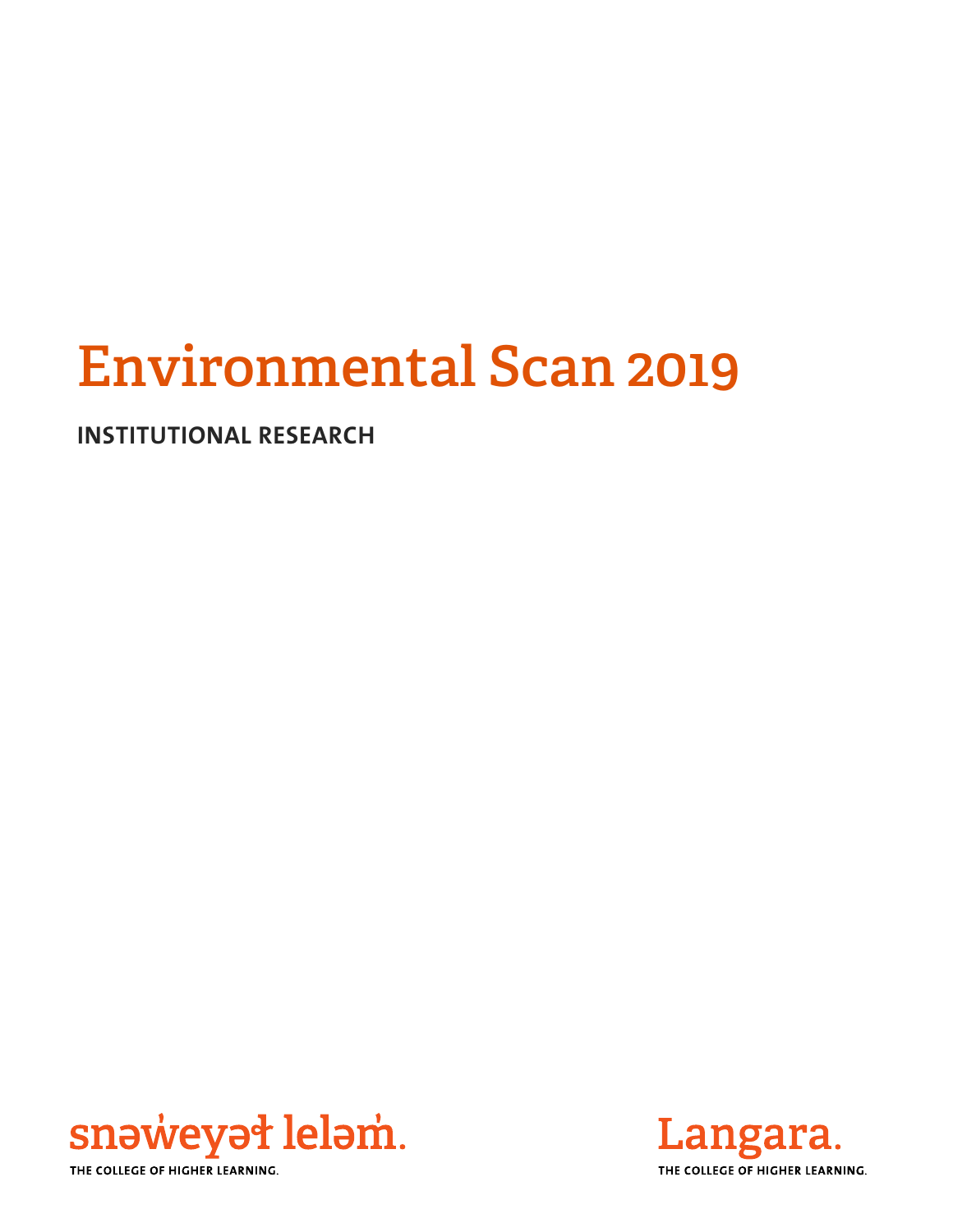# Environmental Scan 2019

**INSTITUTIONAL RESEARCH**

snəw̓eyəɬ leləm̓.

THE COLLEGE OF HIGHER LEARNING.

Langara.

THE COLLEGE OF HIGHER LEARNING.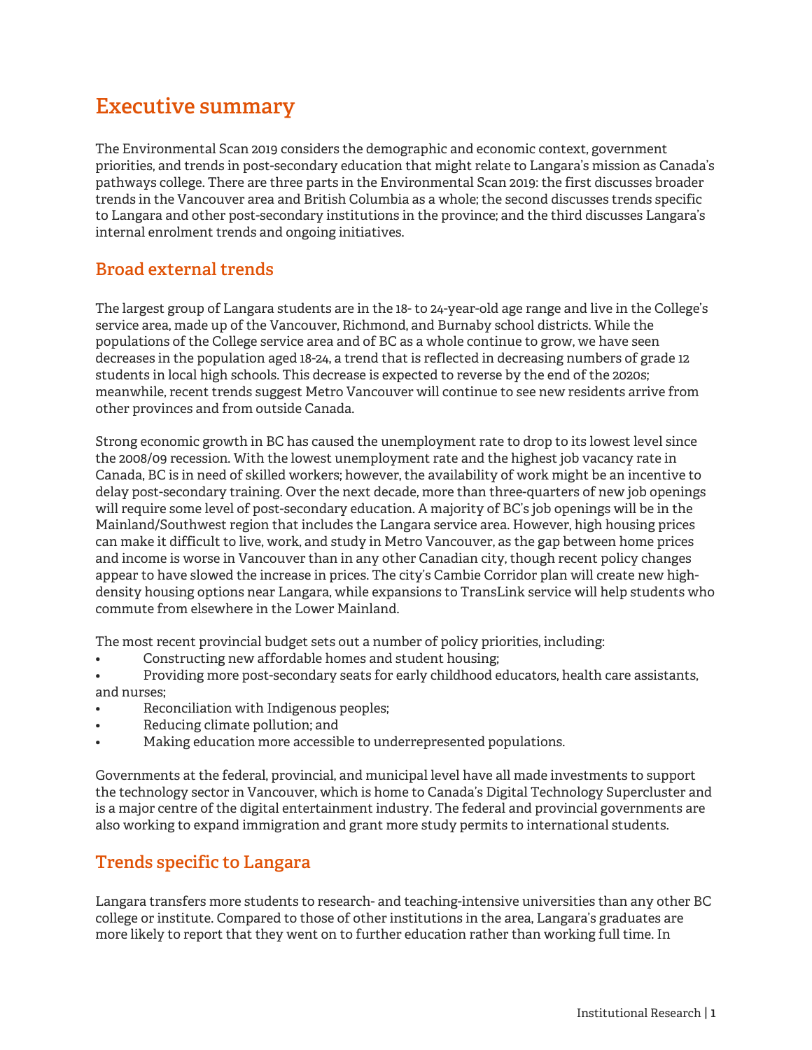# Executive summary

The Environmental Scan 2019 considers the demographic and economic context, government priorities, and trends in post-secondary education that might relate to Langara's mission as Canada's pathways college. There are three parts in the Environmental Scan 2019: the first discusses broader trends in the Vancouver area and British Columbia as a whole; the second discusses trends specific to Langara and other post-secondary institutions in the province; and the third discusses Langara's internal enrolment trends and ongoing initiatives.

## Broad external trends

The largest group of Langara students are in the 18- to 24-year-old age range and live in the College's service area, made up of the Vancouver, Richmond, and Burnaby school districts. While the populations of the College service area and of BC as a whole continue to grow, we have seen decreases in the population aged 18-24, a trend that is reflected in decreasing numbers of grade 12 students in local high schools. This decrease is expected to reverse by the end of the 2020s; meanwhile, recent trends suggest Metro Vancouver will continue to see new residents arrive from other provinces and from outside Canada.

Strong economic growth in BC has caused the unemployment rate to drop to its lowest level since the 2008/09 recession. With the lowest unemployment rate and the highest job vacancy rate in Canada, BC is in need of skilled workers; however, the availability of work might be an incentive to delay post-secondary training. Over the next decade, more than three-quarters of new job openings will require some level of post-secondary education. A majority of BC's job openings will be in the Mainland/Southwest region that includes the Langara service area. However, high housing prices can make it difficult to live, work, and study in Metro Vancouver, as the gap between home prices and income is worse in Vancouver than in any other Canadian city, though recent policy changes appear to have slowed the increase in prices. The city's Cambie Corridor plan will create new high-density housing options near Langara, while expansions to TransLink service will help students who commute from elsewhere in the Lower Mainland.

The most recent provincial budget sets out a number of policy priorities, including:

- Constructing new affordable homes and student housing;
- Providing more post-secondary seats for early childhood educators, health care assistants, and nurses;
- Reconciliation with Indigenous peoples;
- Reducing climate pollution; and
- Making education more accessible to underrepresented populations.

Governments at the federal, provincial, and municipal level have all made investments to support the technology sector in Vancouver, which is home to Canada's Digital Technology Supercluster and is a major centre of the digital entertainment industry. The federal and provincial governments are also working to expand immigration and grant more study permits to international students.

## Trends specific to Langara

Langara transfers more students to research- and teaching-intensive universities than any other BC college or institute. Compared to those of other institutions in the area, Langara's graduates are more likely to report that they went on to further education rather than working full time. In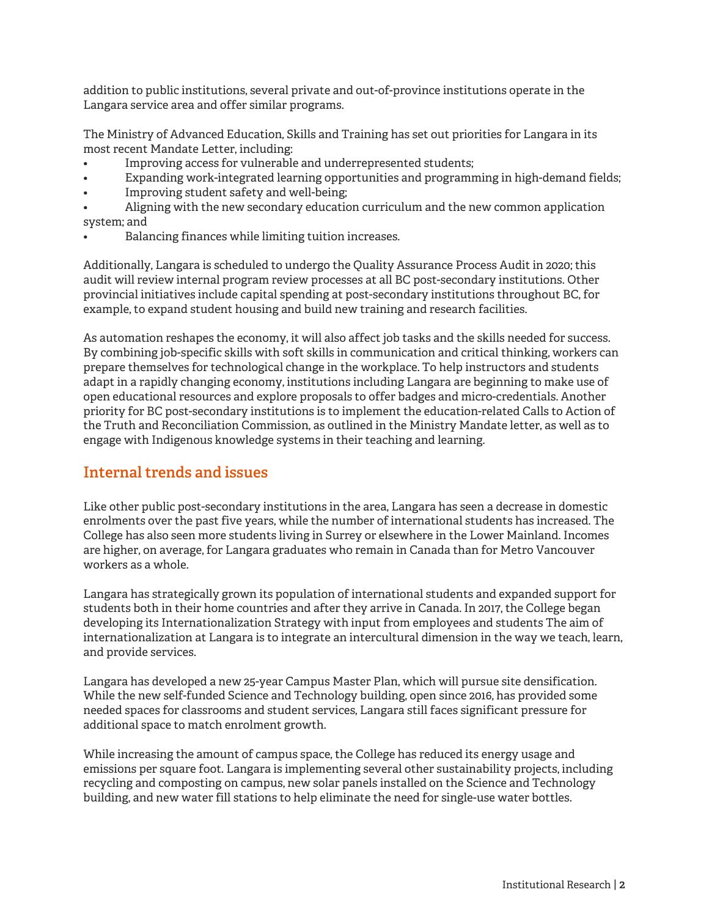addition to public institutions, several private and out-of-province institutions operate in the Langara service area and offer similar programs.

The Ministry of Advanced Education, Skills and Training has set out priorities for Langara in its most recent Mandate Letter, including:

- Improving access for vulnerable and underrepresented students;
- Expanding work-integrated learning opportunities and programming in high-demand fields;
- Improving student safety and well-being;
- Aligning with the new secondary education curriculum and the new common application system; and
- Balancing finances while limiting tuition increases.

Additionally, Langara is scheduled to undergo the Quality Assurance Process Audit in 2020; this audit will review internal program review processes at all BC post-secondary institutions. Other provincial initiatives include capital spending at post-secondary institutions throughout BC, for example, to expand student housing and build new training and research facilities.

As automation reshapes the economy, it will also affect job tasks and the skills needed for success. By combining job-specific skills with soft skills in communication and critical thinking, workers can prepare themselves for technological change in the workplace. To help instructors and students adapt in a rapidly changing economy, institutions including Langara are beginning to make use of open educational resources and explore proposals to offer badges and micro-credentials. Another priority for BC post-secondary institutions is to implement the education-related Calls to Action of the Truth and Reconciliation Commission, as outlined in the Ministry Mandate letter, as well as to engage with Indigenous knowledge systems in their teaching and learning.

## Internal trends and issues

Like other public post-secondary institutions in the area, Langara has seen a decrease in domestic enrolments over the past five years, while the number of international students has increased. The College has also seen more students living in Surrey or elsewhere in the Lower Mainland. Incomes are higher, on average, for Langara graduates who remain in Canada than for Metro Vancouver workers as a whole.

Langara has strategically grown its population of international students and expanded support for students both in their home countries and after they arrive in Canada. In 2017, the College began developing its Internationalization Strategy with input from employees and students The aim of internationalization at Langara is to integrate an intercultural dimension in the way we teach, learn, and provide services.

Langara has developed a new 25-year Campus Master Plan, which will pursue site densification. While the new self-funded Science and Technology building, open since 2016, has provided some needed spaces for classrooms and student services, Langara still faces significant pressure for additional space to match enrolment growth.

While increasing the amount of campus space, the College has reduced its energy usage and emissions per square foot. Langara is implementing several other sustainability projects, including recycling and composting on campus, new solar panels installed on the Science and Technology building, and new water fill stations to help eliminate the need for single-use water bottles.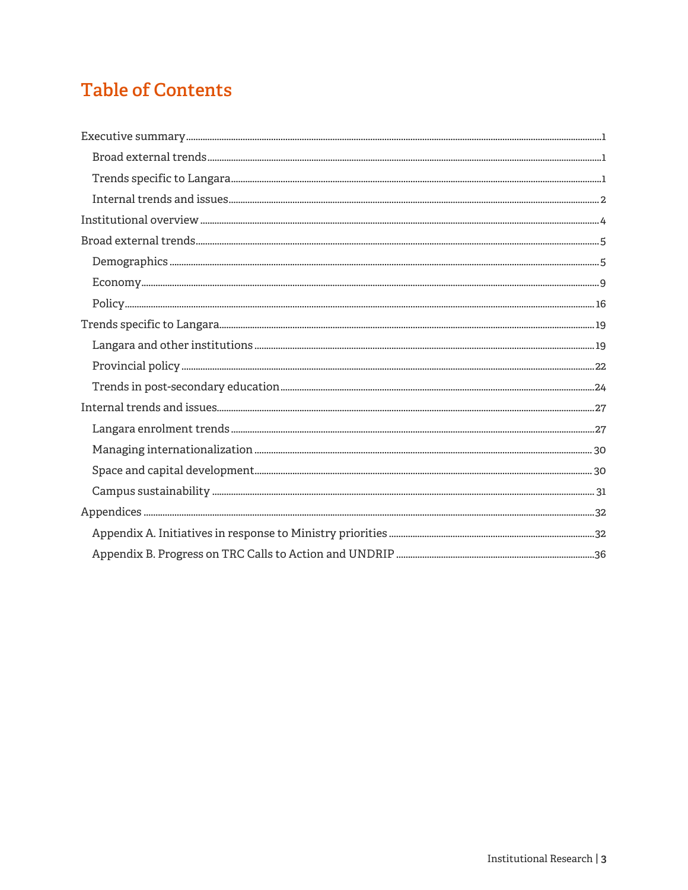# Table of Contents

- Executive summary ... 1
  - Broad external trends ... 1
  - Trends specific to Langara ... 1
  - Internal trends and issues ... 2
- Institutional overview ... 4
- Broad external trends ... 5
  - Demographics ... 5
  - Economy ... 9
  - Policy ... 16
- Trends specific to Langara ... 19
  - Langara and other institutions ... 19
  - Provincial policy ... 22
  - Trends in post-secondary education ... 24
- Internal trends and issues ... 27
  - Langara enrolment trends ... 27
  - Managing internationalization ... 30
  - Space and capital development ... 30
  - Campus sustainability ... 31
- Appendices ... 32
  - Appendix A. Initiatives in response to Ministry priorities ... 32
  - Appendix B. Progress on TRC Calls to Action and UNDRIP ... 36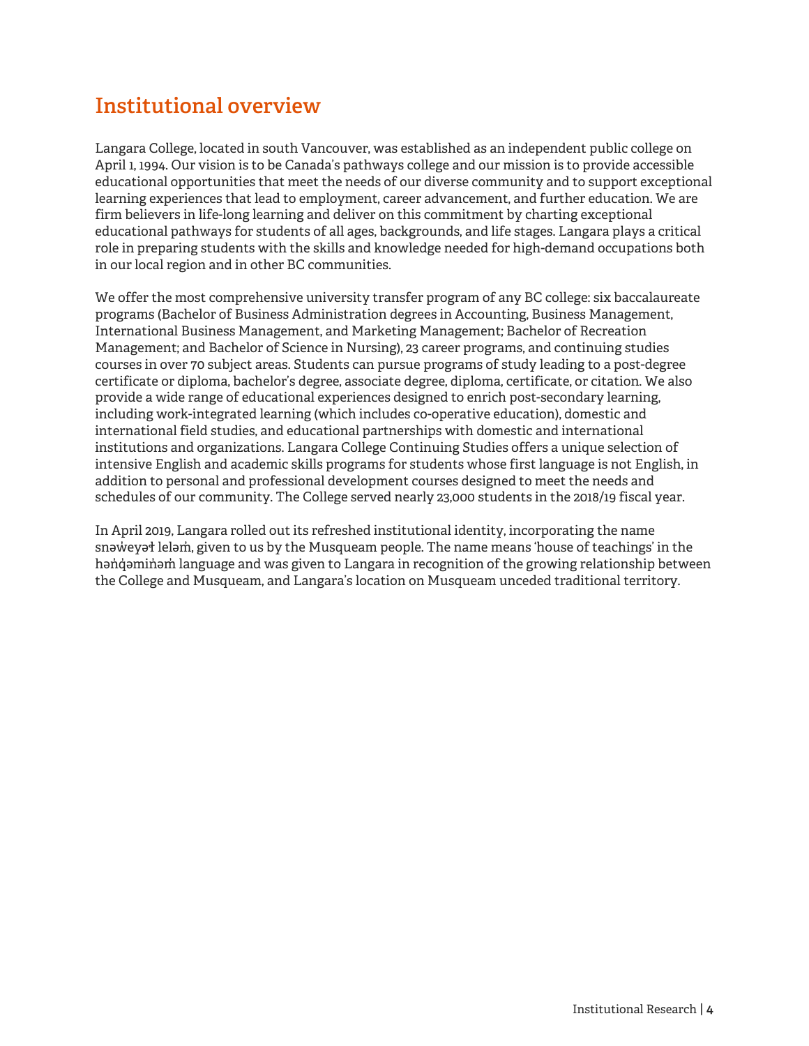# Institutional overview

Langara College, located in south Vancouver, was established as an independent public college on April 1, 1994. Our vision is to be Canada's pathways college and our mission is to provide accessible educational opportunities that meet the needs of our diverse community and to support exceptional learning experiences that lead to employment, career advancement, and further education. We are firm believers in life-long learning and deliver on this commitment by charting exceptional educational pathways for students of all ages, backgrounds, and life stages. Langara plays a critical role in preparing students with the skills and knowledge needed for high-demand occupations both in our local region and in other BC communities.

We offer the most comprehensive university transfer program of any BC college: six baccalaureate programs (Bachelor of Business Administration degrees in Accounting, Business Management, International Business Management, and Marketing Management; Bachelor of Recreation Management; and Bachelor of Science in Nursing), 23 career programs, and continuing studies courses in over 70 subject areas. Students can pursue programs of study leading to a post-degree certificate or diploma, bachelor's degree, associate degree, diploma, certificate, or citation. We also provide a wide range of educational experiences designed to enrich post-secondary learning, including work-integrated learning (which includes co-operative education), domestic and international field studies, and educational partnerships with domestic and international institutions and organizations. Langara College Continuing Studies offers a unique selection of intensive English and academic skills programs for students whose first language is not English, in addition to personal and professional development courses designed to meet the needs and schedules of our community. The College served nearly 23,000 students in the 2018/19 fiscal year.

In April 2019, Langara rolled out its refreshed institutional identity, incorporating the name snəw̓eyəɬ leləm̓, given to us by the Musqueam people. The name means 'house of teachings' in the hən̓q̓əmin̓əm̓ language and was given to Langara in recognition of the growing relationship between the College and Musqueam, and Langara's location on Musqueam unceded traditional territory.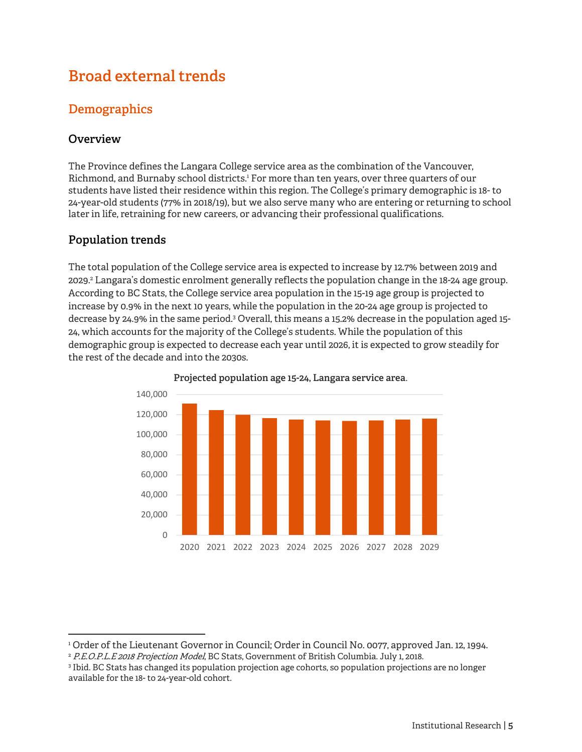# Broad external trends

## Demographics

### Overview

The Province defines the Langara College service area as the combination of the Vancouver, Richmond, and Burnaby school districts.[1] For more than ten years, over three quarters of our students have listed their residence within this region. The College's primary demographic is 18- to 24-year-old students (77% in 2018/19), but we also serve many who are entering or returning to school later in life, retraining for new careers, or advancing their professional qualifications.

### Population trends

The total population of the College service area is expected to increase by 12.7% between 2019 and 2029.[2] Langara's domestic enrolment generally reflects the population change in the 18-24 age group. According to BC Stats, the College service area population in the 15-19 age group is projected to increase by 0.9% in the next 10 years, while the population in the 20-24 age group is projected to decrease by 24.9% in the same period.[3] Overall, this means a 15.2% decrease in the population aged 15-24, which accounts for the majority of the College's students. While the population of this demographic group is expected to decrease each year until 2026, it is expected to grow steadily for the rest of the decade and into the 2030s.

**Projected population age 15-24, Langara service area.**

| Year | Population (approx.) |
|---|---|
| 2020 | ~131,000 |
| 2021 | ~124,500 |
| 2022 | ~120,000 |
| 2023 | ~116,500 |
| 2024 | ~115,000 |
| 2025 | ~114,000 |
| 2026 | ~113,500 |
| 2027 | ~114,000 |
| 2028 | ~115,000 |
| 2029 | ~116,000 |

---

[1] Order of the Lieutenant Governor in Council; Order in Council No. 0077, approved Jan. 12, 1994.

[2] *P.E.O.P.L.E 2018 Projection Model*, BC Stats, Government of British Columbia. July 1, 2018.

[3] Ibid. BC Stats has changed its population projection age cohorts, so population projections are no longer available for the 18- to 24-year-old cohort.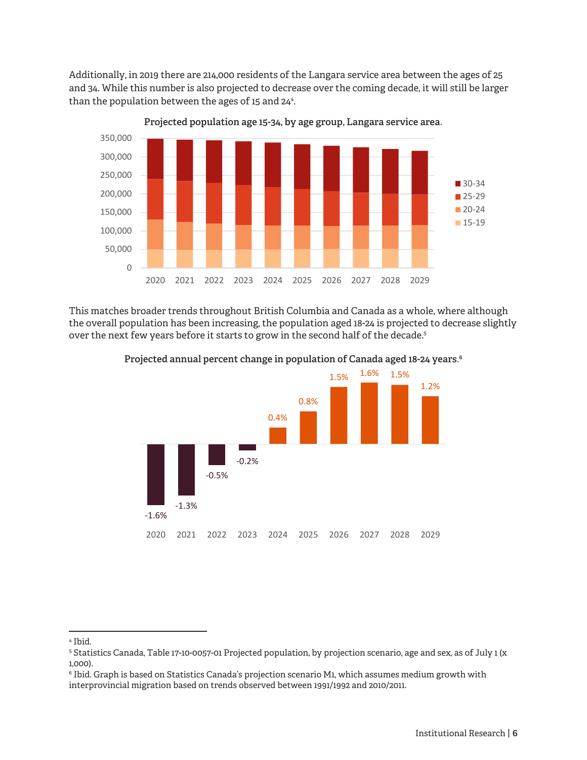Additionally, in 2019 there are 214,000 residents of the Langara service area between the ages of 25 and 34. While this number is also projected to decrease over the coming decade, it will still be larger than the population between the ages of 15 and 24[4].

**Projected population age 15-34, by age group, Langara service area.**

This matches broader trends throughout British Columbia and Canada as a whole, where although the overall population has been increasing, the population aged 18-24 is projected to decrease slightly over the next few years before it starts to grow in the second half of the decade.[5]

**Projected annual percent change in population of Canada aged 18-24 years.**[6]

| 2020 | 2021 | 2022 | 2023 | 2024 | 2025 | 2026 | 2027 | 2028 | 2029 |
|---|---|---|---|---|---|---|---|---|---|
| -1.6% | -1.3% | -0.5% | -0.2% | 0.4% | 0.8% | 1.5% | 1.6% | 1.5% | 1.2% |

---

[4] Ibid.

[5] Statistics Canada, Table 17-10-0057-01 Projected population, by projection scenario, age and sex, as of July 1 (x 1,000).

[6] Ibid. Graph is based on Statistics Canada's projection scenario M1, which assumes medium growth with interprovincial migration based on trends observed between 1991/1992 and 2010/2011.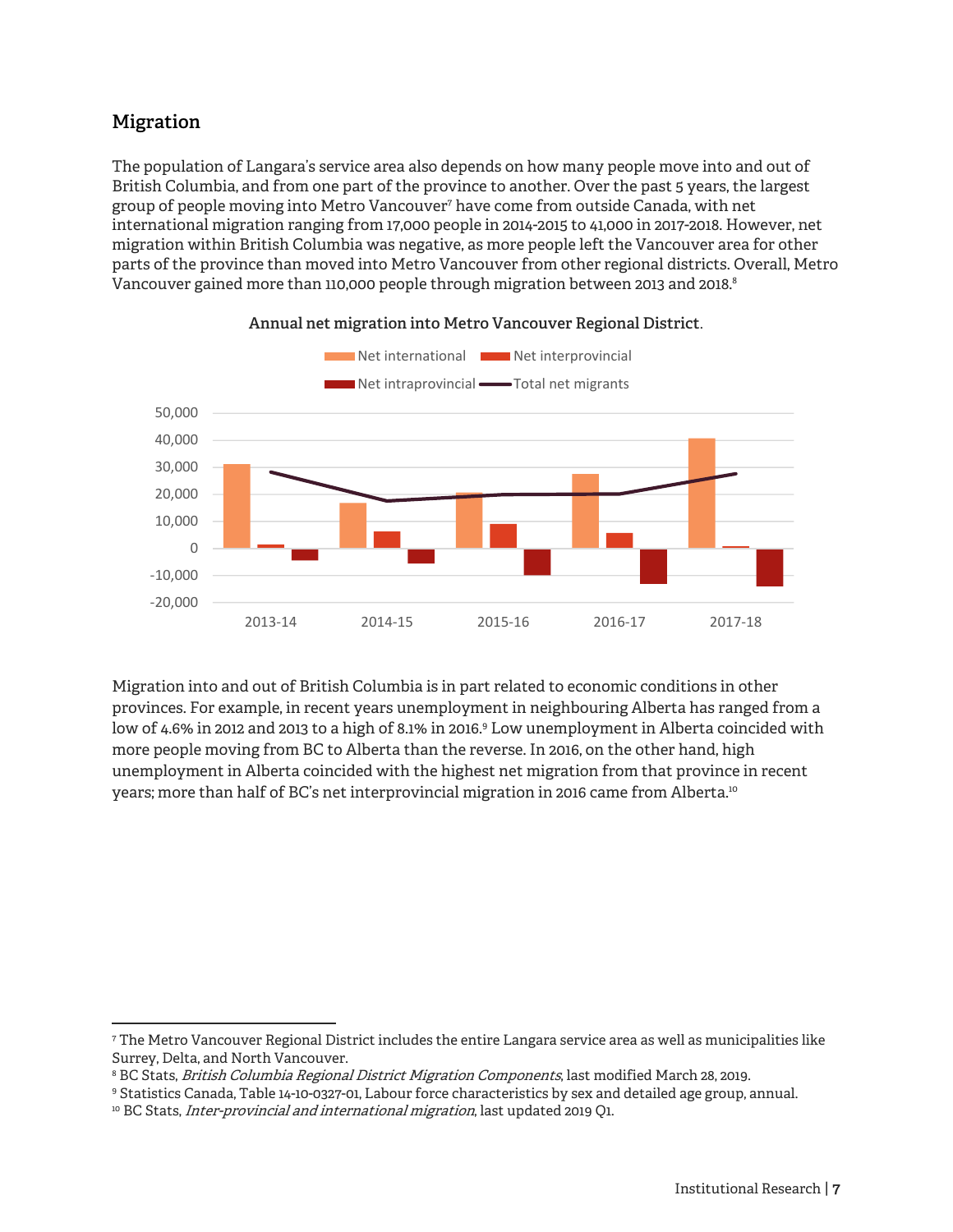## Migration

The population of Langara's service area also depends on how many people move into and out of British Columbia, and from one part of the province to another. Over the past 5 years, the largest group of people moving into Metro Vancouver[7] have come from outside Canada, with net international migration ranging from 17,000 people in 2014-2015 to 41,000 in 2017-2018. However, net migration within British Columbia was negative, as more people left the Vancouver area for other parts of the province than moved into Metro Vancouver from other regional districts. Overall, Metro Vancouver gained more than 110,000 people through migration between 2013 and 2018.[8]

**Annual net migration into Metro Vancouver Regional District.**

Net international | Net interprovincial | Net intraprovincial | Total net migrants

50,000 | 40,000 | 30,000 | 20,000 | 10,000 | 0 | -10,000 | -20,000

2013-14 | 2014-15 | 2015-16 | 2016-17 | 2017-18

Migration into and out of British Columbia is in part related to economic conditions in other provinces. For example, in recent years unemployment in neighbouring Alberta has ranged from a low of 4.6% in 2012 and 2013 to a high of 8.1% in 2016.[9] Low unemployment in Alberta coincided with more people moving from BC to Alberta than the reverse. In 2016, on the other hand, high unemployment in Alberta coincided with the highest net migration from that province in recent years; more than half of BC's net interprovincial migration in 2016 came from Alberta.[10]

---

[7] The Metro Vancouver Regional District includes the entire Langara service area as well as municipalities like Surrey, Delta, and North Vancouver.

[8] BC Stats, *British Columbia Regional District Migration Components*, last modified March 28, 2019.

[9] Statistics Canada, Table 14-10-0327-01, Labour force characteristics by sex and detailed age group, annual.

[10] BC Stats, *Inter-provincial and international migration*, last updated 2019 Q1.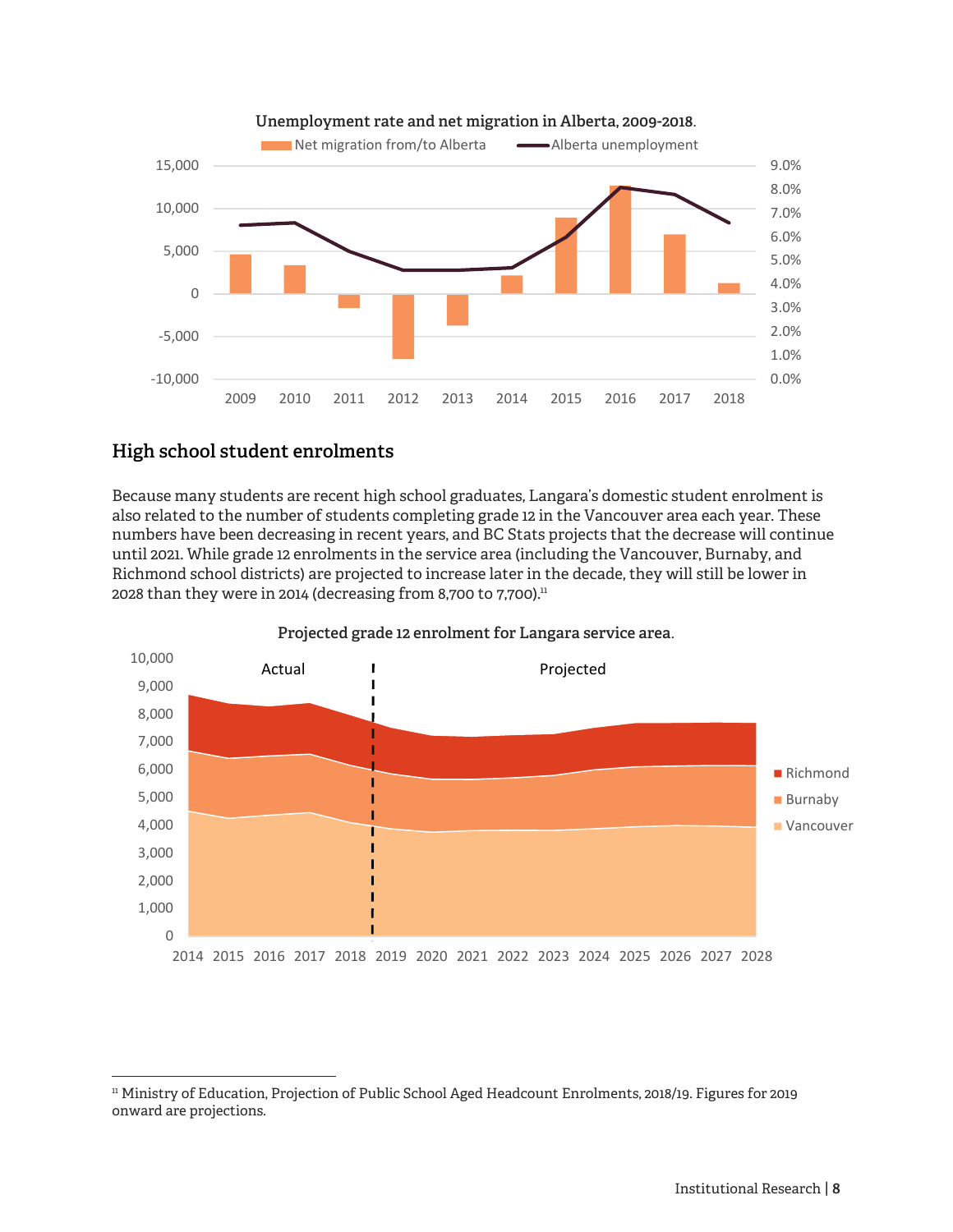**Unemployment rate and net migration in Alberta, 2009-2018.**

## High school student enrolments

Because many students are recent high school graduates, Langara's domestic student enrolment is also related to the number of students completing grade 12 in the Vancouver area each year. These numbers have been decreasing in recent years, and BC Stats projects that the decrease will continue until 2021. While grade 12 enrolments in the service area (including the Vancouver, Burnaby, and Richmond school districts) are projected to increase later in the decade, they will still be lower in 2028 than they were in 2014 (decreasing from 8,700 to 7,700).[11]

**Projected grade 12 enrolment for Langara service area.**

---

[11] Ministry of Education, Projection of Public School Aged Headcount Enrolments, 2018/19. Figures for 2019 onward are projections.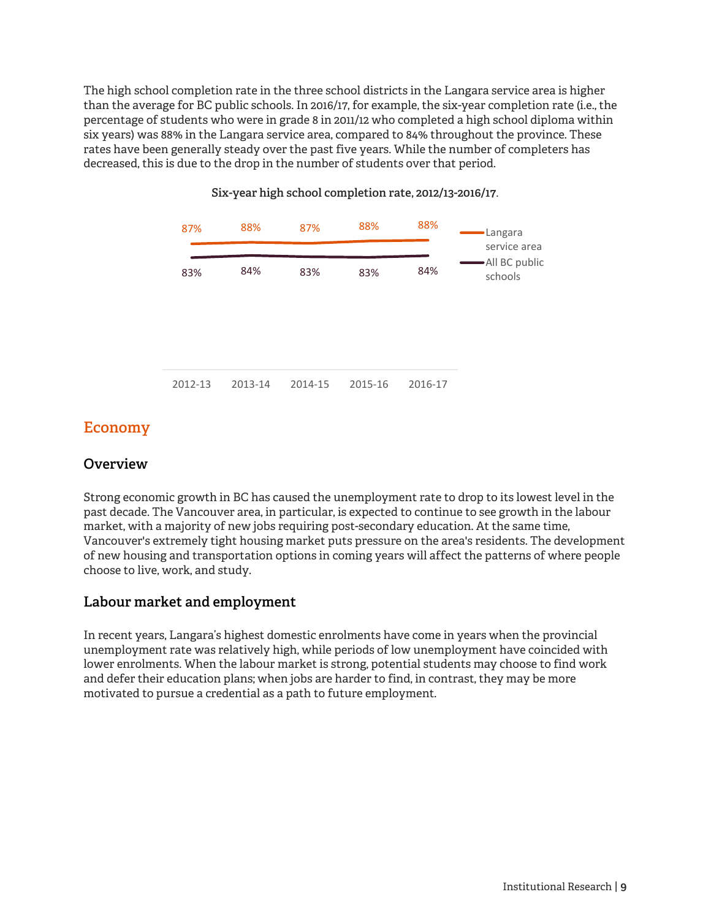The high school completion rate in the three school districts in the Langara service area is higher than the average for BC public schools. In 2016/17, for example, the six-year completion rate (i.e., the percentage of students who were in grade 8 in 2011/12 who completed a high school diploma within six years) was 88% in the Langara service area, compared to 84% throughout the province. These rates have been generally steady over the past five years. While the number of completers has decreased, this is due to the drop in the number of students over that period.

**Six-year high school completion rate, 2012/13-2016/17.**

| | 2012-13 | 2013-14 | 2014-15 | 2015-16 | 2016-17 |
|---|---|---|---|---|---|
| Langara service area | 87% | 88% | 87% | 88% | 88% |
| All BC public schools | 83% | 84% | 83% | 83% | 84% |

## Economy

### Overview

Strong economic growth in BC has caused the unemployment rate to drop to its lowest level in the past decade. The Vancouver area, in particular, is expected to continue to see growth in the labour market, with a majority of new jobs requiring post-secondary education. At the same time, Vancouver's extremely tight housing market puts pressure on the area's residents. The development of new housing and transportation options in coming years will affect the patterns of where people choose to live, work, and study.

### Labour market and employment

In recent years, Langara's highest domestic enrolments have come in years when the provincial unemployment rate was relatively high, while periods of low unemployment have coincided with lower enrolments. When the labour market is strong, potential students may choose to find work and defer their education plans; when jobs are harder to find, in contrast, they may be more motivated to pursue a credential as a path to future employment.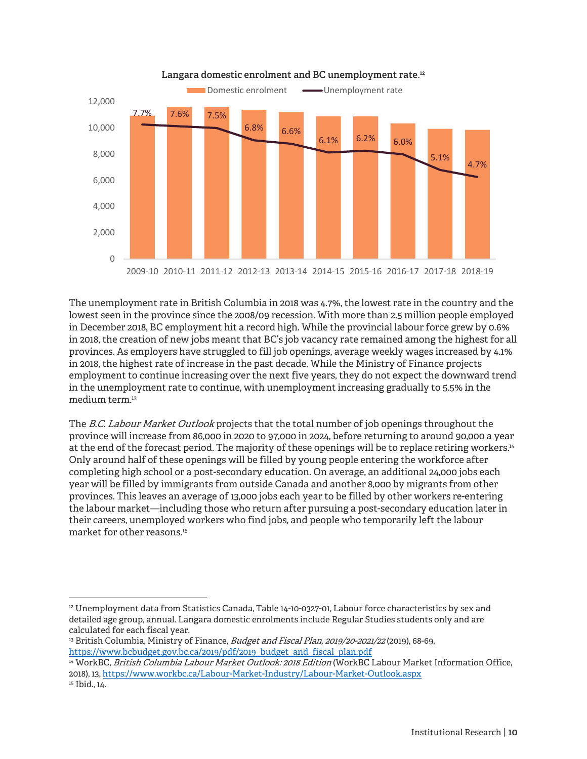**Langara domestic enrolment and BC unemployment rate.**[12]

| Year | Unemployment rate |
|---|---|
| 2009-10 | 7.7% |
| 2010-11 | 7.6% |
| 2011-12 | 7.5% |
| 2012-13 | 6.8% |
| 2013-14 | 6.6% |
| 2014-15 | 6.1% |
| 2015-16 | 6.2% |
| 2016-17 | 6.0% |
| 2017-18 | 5.1% |
| 2018-19 | 4.7% |

The unemployment rate in British Columbia in 2018 was 4.7%, the lowest rate in the country and the lowest seen in the province since the 2008/09 recession. With more than 2.5 million people employed in December 2018, BC employment hit a record high. While the provincial labour force grew by 0.6% in 2018, the creation of new jobs meant that BC's job vacancy rate remained among the highest for all provinces. As employers have struggled to fill job openings, average weekly wages increased by 4.1% in 2018, the highest rate of increase in the past decade. While the Ministry of Finance projects employment to continue increasing over the next five years, they do not expect the downward trend in the unemployment rate to continue, with unemployment increasing gradually to 5.5% in the medium term.[13]

The *B.C. Labour Market Outlook* projects that the total number of job openings throughout the province will increase from 86,000 in 2020 to 97,000 in 2024, before returning to around 90,000 a year at the end of the forecast period. The majority of these openings will be to replace retiring workers.[14] Only around half of these openings will be filled by young people entering the workforce after completing high school or a post-secondary education. On average, an additional 24,000 jobs each year will be filled by immigrants from outside Canada and another 8,000 by migrants from other provinces. This leaves an average of 13,000 jobs each year to be filled by other workers re-entering the labour market—including those who return after pursuing a post-secondary education later in their careers, unemployed workers who find jobs, and people who temporarily left the labour market for other reasons.[15]

---

[12] Unemployment data from Statistics Canada, Table 14-10-0327-01, Labour force characteristics by sex and detailed age group, annual. Langara domestic enrolments include Regular Studies students only and are calculated for each fiscal year.

[13] British Columbia, Ministry of Finance, *Budget and Fiscal Plan, 2019/20-2021/22* (2019), 68-69, https://www.bcbudget.gov.bc.ca/2019/pdf/2019_budget_and_fiscal_plan.pdf

[14] WorkBC, *British Columbia Labour Market Outlook: 2018 Edition* (WorkBC Labour Market Information Office, 2018), 13, https://www.workbc.ca/Labour-Market-Industry/Labour-Market-Outlook.aspx

[15] Ibid., 14.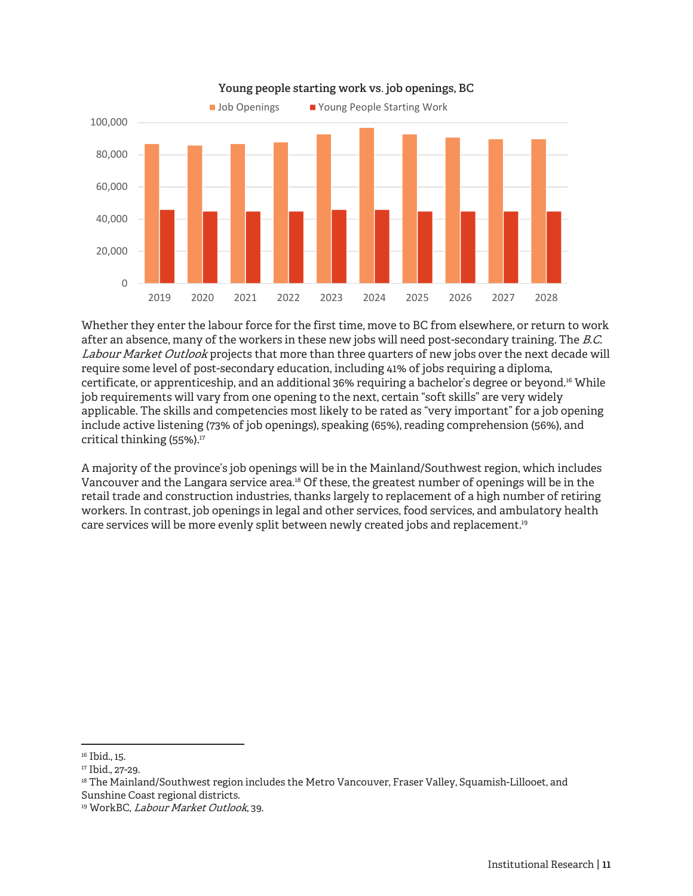**Young people starting work vs. job openings, BC**

Whether they enter the labour force for the first time, move to BC from elsewhere, or return to work after an absence, many of the workers in these new jobs will need post-secondary training. The *B.C. Labour Market Outlook* projects that more than three quarters of new jobs over the next decade will require some level of post-secondary education, including 41% of jobs requiring a diploma, certificate, or apprenticeship, and an additional 36% requiring a bachelor's degree or beyond.[16] While job requirements will vary from one opening to the next, certain "soft skills" are very widely applicable. The skills and competencies most likely to be rated as "very important" for a job opening include active listening (73% of job openings), speaking (65%), reading comprehension (56%), and critical thinking (55%).[17]

A majority of the province's job openings will be in the Mainland/Southwest region, which includes Vancouver and the Langara service area.[18] Of these, the greatest number of openings will be in the retail trade and construction industries, thanks largely to replacement of a high number of retiring workers. In contrast, job openings in legal and other services, food services, and ambulatory health care services will be more evenly split between newly created jobs and replacement.[19]

---

[16] Ibid., 15.

[17] Ibid., 27-29.

[18] The Mainland/Southwest region includes the Metro Vancouver, Fraser Valley, Squamish-Lillooet, and Sunshine Coast regional districts.

[19] WorkBC, *Labour Market Outlook*, 39.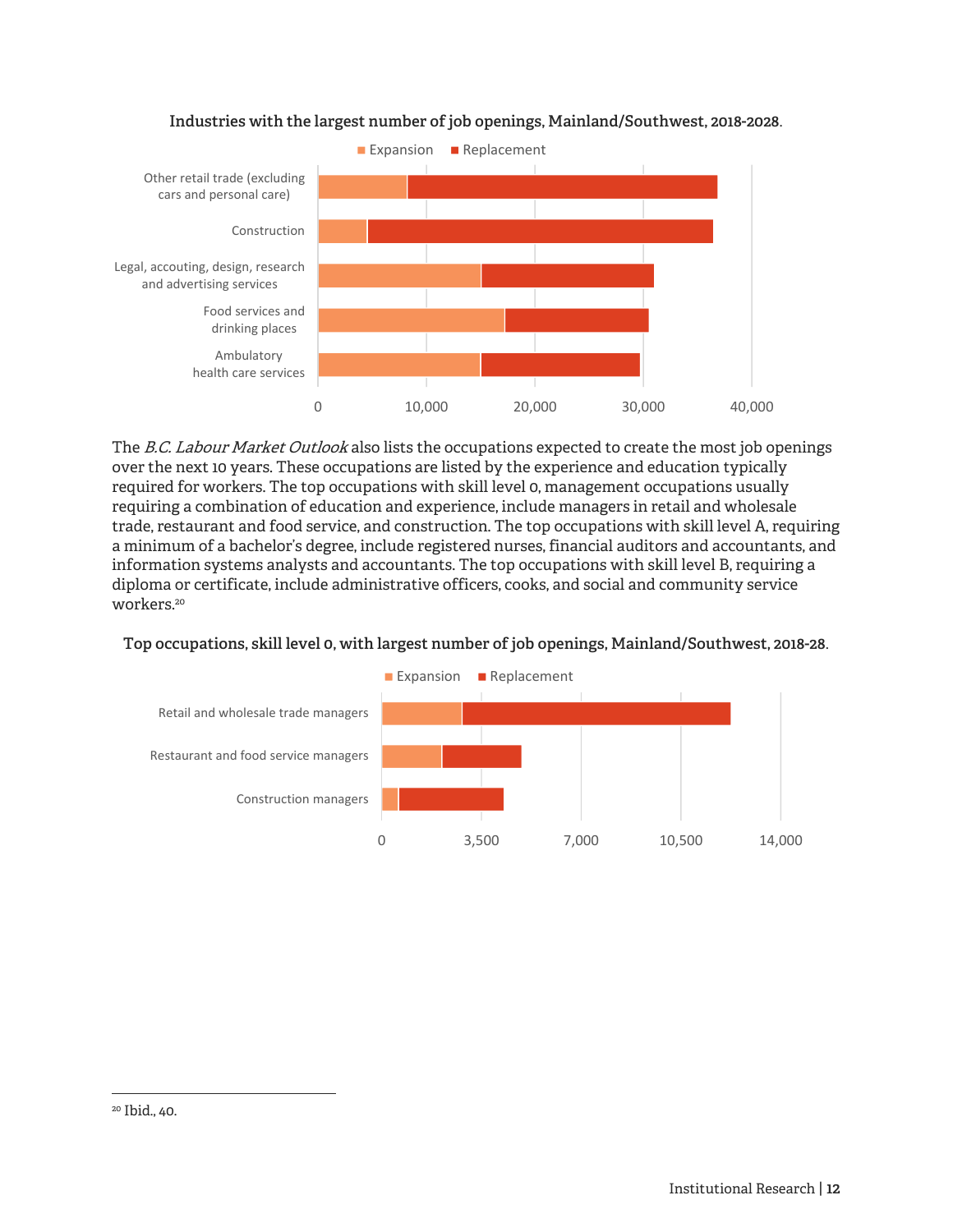**Industries with the largest number of job openings, Mainland/Southwest, 2018-2028.**

Expansion ■ Replacement ■

Other retail trade (excluding cars and personal care)

Construction

Legal, accouting, design, research and advertising services

Food services and drinking places

Ambulatory health care services

0 10,000 20,000 30,000 40,000

The *B.C. Labour Market Outlook* also lists the occupations expected to create the most job openings over the next 10 years. These occupations are listed by the experience and education typically required for workers. The top occupations with skill level 0, management occupations usually requiring a combination of education and experience, include managers in retail and wholesale trade, restaurant and food service, and construction. The top occupations with skill level A, requiring a minimum of a bachelor's degree, include registered nurses, financial auditors and accountants, and information systems analysts and accountants. The top occupations with skill level B, requiring a diploma or certificate, include administrative officers, cooks, and social and community service workers.[20]

**Top occupations, skill level 0, with largest number of job openings, Mainland/Southwest, 2018-28.**

Expansion ■ Replacement ■

Retail and wholesale trade managers

Restaurant and food service managers

Construction managers

0 3,500 7,000 10,500 14,000

[20] Ibid., 40.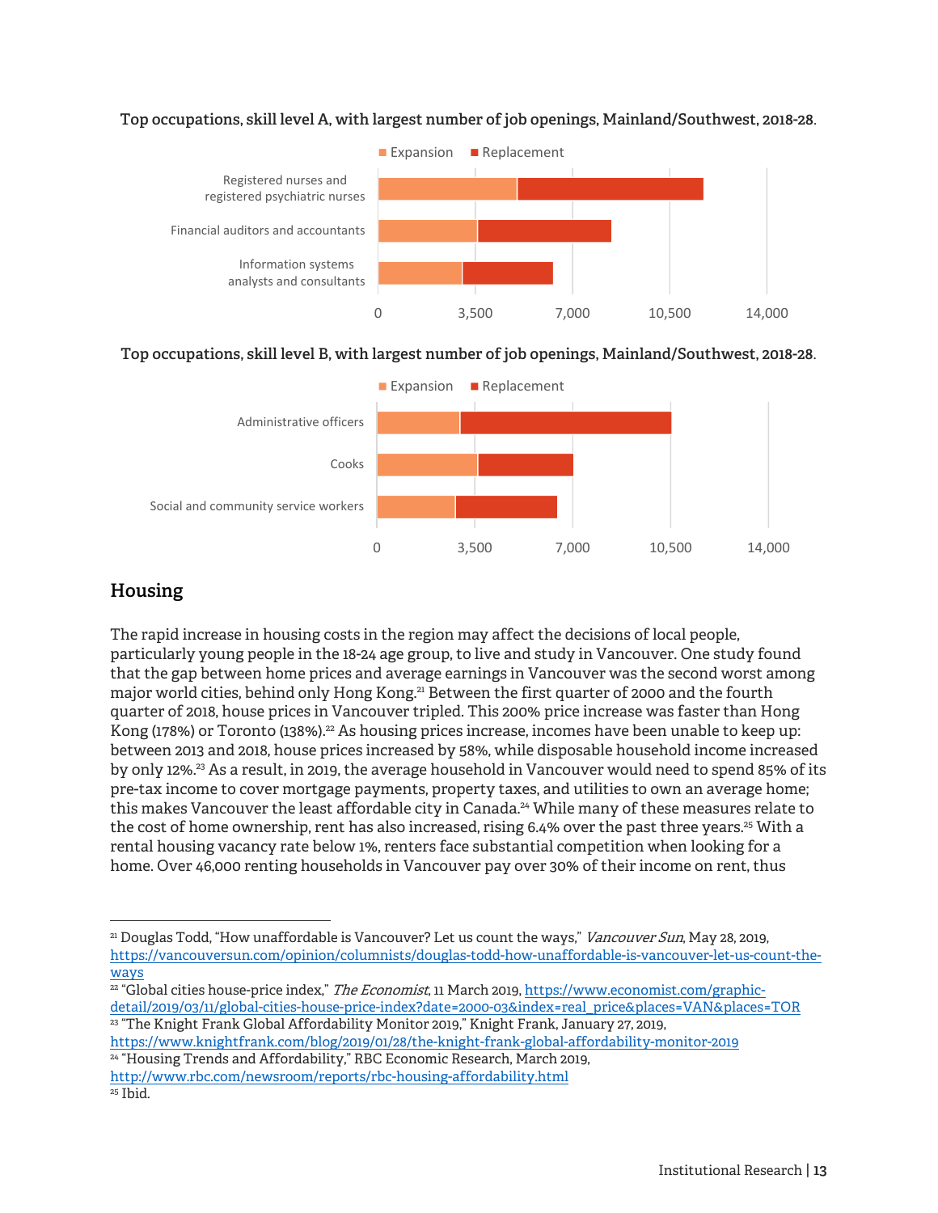**Top occupations, skill level A, with largest number of job openings, Mainland/Southwest, 2018-28.**

**Top occupations, skill level B, with largest number of job openings, Mainland/Southwest, 2018-28.**

## Housing

The rapid increase in housing costs in the region may affect the decisions of local people, particularly young people in the 18-24 age group, to live and study in Vancouver. One study found that the gap between home prices and average earnings in Vancouver was the second worst among major world cities, behind only Hong Kong.[21] Between the first quarter of 2000 and the fourth quarter of 2018, house prices in Vancouver tripled. This 200% price increase was faster than Hong Kong (178%) or Toronto (138%).[22] As housing prices increase, incomes have been unable to keep up: between 2013 and 2018, house prices increased by 58%, while disposable household income increased by only 12%.[23] As a result, in 2019, the average household in Vancouver would need to spend 85% of its pre-tax income to cover mortgage payments, property taxes, and utilities to own an average home; this makes Vancouver the least affordable city in Canada.[24] While many of these measures relate to the cost of home ownership, rent has also increased, rising 6.4% over the past three years.[25] With a rental housing vacancy rate below 1%, renters face substantial competition when looking for a home. Over 46,000 renting households in Vancouver pay over 30% of their income on rent, thus

---

[21] Douglas Todd, "How unaffordable is Vancouver? Let us count the ways," *Vancouver Sun*, May 28, 2019, https://vancouversun.com/opinion/columnists/douglas-todd-how-unaffordable-is-vancouver-let-us-count-the-ways

[22] "Global cities house-price index," *The Economist*, 11 March 2019, https://www.economist.com/graphic-detail/2019/03/11/global-cities-house-price-index?date=2000-03&index=real_price&places=VAN&places=TOR

[23] "The Knight Frank Global Affordability Monitor 2019," Knight Frank, January 27, 2019, https://www.knightfrank.com/blog/2019/01/28/the-knight-frank-global-affordability-monitor-2019

[24] "Housing Trends and Affordability," RBC Economic Research, March 2019, http://www.rbc.com/newsroom/reports/rbc-housing-affordability.html

[25] Ibid.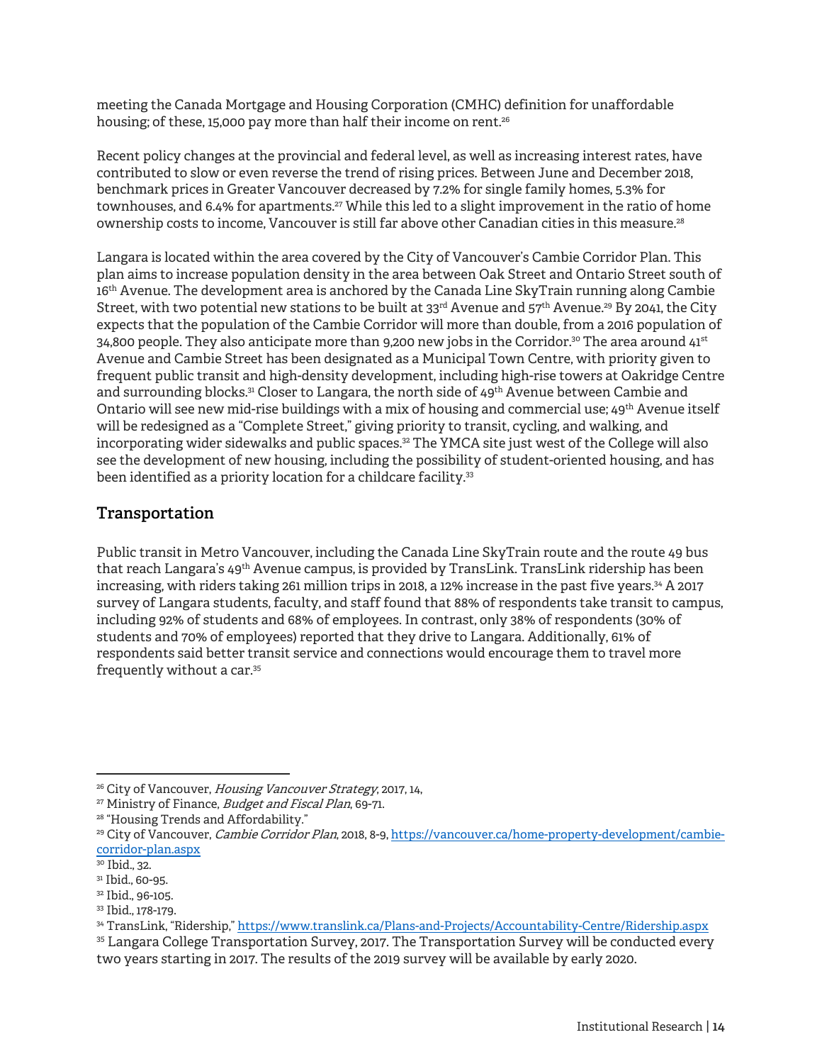meeting the Canada Mortgage and Housing Corporation (CMHC) definition for unaffordable housing; of these, 15,000 pay more than half their income on rent.[26]

Recent policy changes at the provincial and federal level, as well as increasing interest rates, have contributed to slow or even reverse the trend of rising prices. Between June and December 2018, benchmark prices in Greater Vancouver decreased by 7.2% for single family homes, 5.3% for townhouses, and 6.4% for apartments.[27] While this led to a slight improvement in the ratio of home ownership costs to income, Vancouver is still far above other Canadian cities in this measure.[28]

Langara is located within the area covered by the City of Vancouver's Cambie Corridor Plan. This plan aims to increase population density in the area between Oak Street and Ontario Street south of 16th Avenue. The development area is anchored by the Canada Line SkyTrain running along Cambie Street, with two potential new stations to be built at 33rd Avenue and 57th Avenue.[29] By 2041, the City expects that the population of the Cambie Corridor will more than double, from a 2016 population of 34,800 people. They also anticipate more than 9,200 new jobs in the Corridor.[30] The area around 41st Avenue and Cambie Street has been designated as a Municipal Town Centre, with priority given to frequent public transit and high-density development, including high-rise towers at Oakridge Centre and surrounding blocks.[31] Closer to Langara, the north side of 49th Avenue between Cambie and Ontario will see new mid-rise buildings with a mix of housing and commercial use; 49th Avenue itself will be redesigned as a "Complete Street," giving priority to transit, cycling, and walking, and incorporating wider sidewalks and public spaces.[32] The YMCA site just west of the College will also see the development of new housing, including the possibility of student-oriented housing, and has been identified as a priority location for a childcare facility.[33]

## Transportation

Public transit in Metro Vancouver, including the Canada Line SkyTrain route and the route 49 bus that reach Langara's 49th Avenue campus, is provided by TransLink. TransLink ridership has been increasing, with riders taking 261 million trips in 2018, a 12% increase in the past five years.[34] A 2017 survey of Langara students, faculty, and staff found that 88% of respondents take transit to campus, including 92% of students and 68% of employees. In contrast, only 38% of respondents (30% of students and 70% of employees) reported that they drive to Langara. Additionally, 61% of respondents said better transit service and connections would encourage them to travel more frequently without a car.[35]

---

[26] City of Vancouver, *Housing Vancouver Strategy*, 2017, 14,

[27] Ministry of Finance, *Budget and Fiscal Plan*, 69-71.

[28] "Housing Trends and Affordability."

[29] City of Vancouver, *Cambie Corridor Plan*, 2018, 8-9, https://vancouver.ca/home-property-development/cambie-corridor-plan.aspx

[30] Ibid., 32.

[31] Ibid., 60-95.

[32] Ibid., 96-105.

[33] Ibid., 178-179.

[34] TransLink, "Ridership," https://www.translink.ca/Plans-and-Projects/Accountability-Centre/Ridership.aspx

[35] Langara College Transportation Survey, 2017. The Transportation Survey will be conducted every two years starting in 2017. The results of the 2019 survey will be available by early 2020.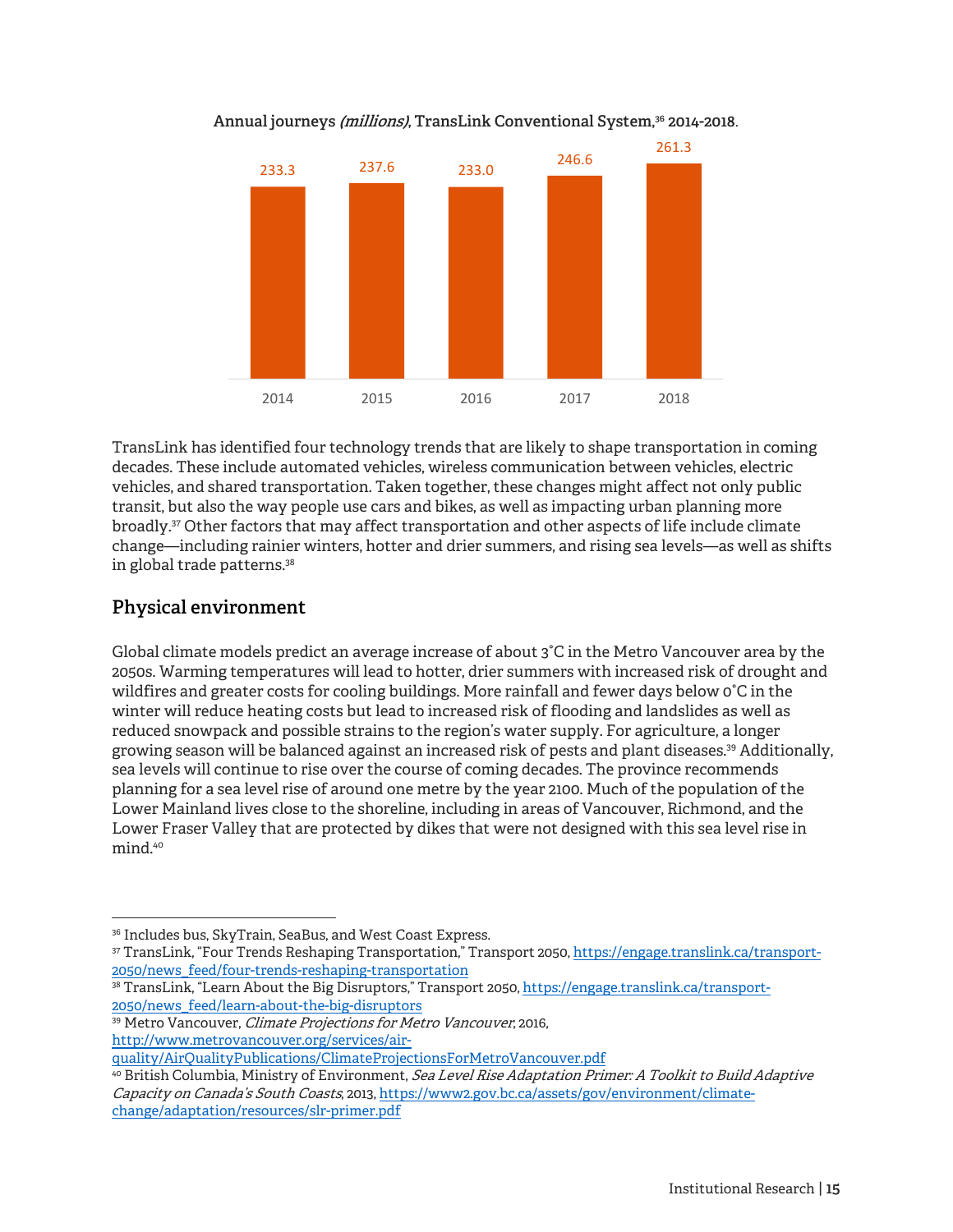**Annual journeys *(millions)*, TransLink Conventional System,[36] 2014-2018.**

| 2014 | 2015 | 2016 | 2017 | 2018 |
|---|---|---|---|---|
| 233.3 | 237.6 | 233.0 | 246.6 | 261.3 |

TransLink has identified four technology trends that are likely to shape transportation in coming decades. These include automated vehicles, wireless communication between vehicles, electric vehicles, and shared transportation. Taken together, these changes might affect not only public transit, but also the way people use cars and bikes, as well as impacting urban planning more broadly.[37] Other factors that may affect transportation and other aspects of life include climate change—including rainier winters, hotter and drier summers, and rising sea levels—as well as shifts in global trade patterns.[38]

## Physical environment

Global climate models predict an average increase of about 3˚C in the Metro Vancouver area by the 2050s. Warming temperatures will lead to hotter, drier summers with increased risk of drought and wildfires and greater costs for cooling buildings. More rainfall and fewer days below 0˚C in the winter will reduce heating costs but lead to increased risk of flooding and landslides as well as reduced snowpack and possible strains to the region's water supply. For agriculture, a longer growing season will be balanced against an increased risk of pests and plant diseases.[39] Additionally, sea levels will continue to rise over the course of coming decades. The province recommends planning for a sea level rise of around one metre by the year 2100. Much of the population of the Lower Mainland lives close to the shoreline, including in areas of Vancouver, Richmond, and the Lower Fraser Valley that are protected by dikes that were not designed with this sea level rise in mind.[40]

---

[36] Includes bus, SkyTrain, SeaBus, and West Coast Express.

[37] TransLink, "Four Trends Reshaping Transportation," Transport 2050, https://engage.translink.ca/transport-2050/news_feed/four-trends-reshaping-transportation

[38] TransLink, "Learn About the Big Disruptors," Transport 2050, https://engage.translink.ca/transport-2050/news_feed/learn-about-the-big-disruptors

[39] Metro Vancouver, *Climate Projections for Metro Vancouver*, 2016, http://www.metrovancouver.org/services/air-quality/AirQualityPublications/ClimateProjectionsForMetroVancouver.pdf

[40] British Columbia, Ministry of Environment, *Sea Level Rise Adaptation Primer: A Toolkit to Build Adaptive Capacity on Canada's South Coasts*, 2013, https://www2.gov.bc.ca/assets/gov/environment/climate-change/adaptation/resources/slr-primer.pdf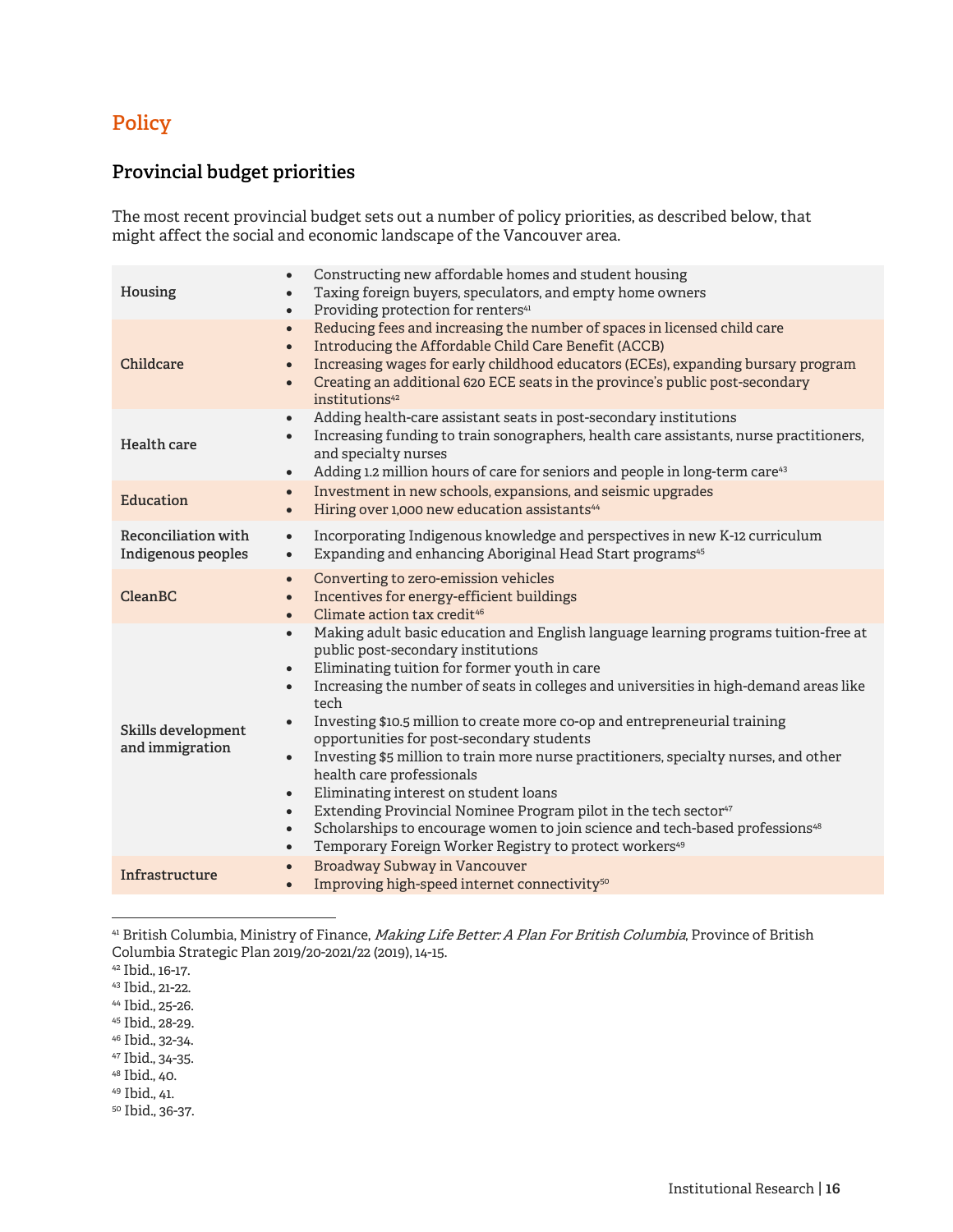# Policy

## Provincial budget priorities

The most recent provincial budget sets out a number of policy priorities, as described below, that might affect the social and economic landscape of the Vancouver area.

| | |
|---|---|
| **Housing** | • Constructing new affordable homes and student housing<br>• Taxing foreign buyers, speculators, and empty home owners<br>• Providing protection for renters[41] |
| **Childcare** | • Reducing fees and increasing the number of spaces in licensed child care<br>• Introducing the Affordable Child Care Benefit (ACCB)<br>• Increasing wages for early childhood educators (ECEs), expanding bursary program<br>• Creating an additional 620 ECE seats in the province's public post-secondary institutions[42] |
| **Health care** | • Adding health-care assistant seats in post-secondary institutions<br>• Increasing funding to train sonographers, health care assistants, nurse practitioners, and specialty nurses<br>• Adding 1.2 million hours of care for seniors and people in long-term care[43] |
| **Education** | • Investment in new schools, expansions, and seismic upgrades<br>• Hiring over 1,000 new education assistants[44] |
| **Reconciliation with Indigenous peoples** | • Incorporating Indigenous knowledge and perspectives in new K-12 curriculum<br>• Expanding and enhancing Aboriginal Head Start programs[45] |
| **CleanBC** | • Converting to zero-emission vehicles<br>• Incentives for energy-efficient buildings<br>• Climate action tax credit[46] |
| **Skills development and immigration** | • Making adult basic education and English language learning programs tuition-free at public post-secondary institutions<br>• Eliminating tuition for former youth in care<br>• Increasing the number of seats in colleges and universities in high-demand areas like tech<br>• Investing $10.5 million to create more co-op and entrepreneurial training opportunities for post-secondary students<br>• Investing $5 million to train more nurse practitioners, specialty nurses, and other health care professionals<br>• Eliminating interest on student loans<br>• Extending Provincial Nominee Program pilot in the tech sector[47]<br>• Scholarships to encourage women to join science and tech-based professions[48]<br>• Temporary Foreign Worker Registry to protect workers[49] |
| **Infrastructure** | • Broadway Subway in Vancouver<br>• Improving high-speed internet connectivity[50] |

---

[41] British Columbia, Ministry of Finance, *Making Life Better: A Plan For British Columbia*, Province of British Columbia Strategic Plan 2019/20-2021/22 (2019), 14-15.
[42] Ibid., 16-17.
[43] Ibid., 21-22.
[44] Ibid., 25-26.
[45] Ibid., 28-29.
[46] Ibid., 32-34.
[47] Ibid., 34-35.
[48] Ibid., 40.
[49] Ibid., 41.
[50] Ibid., 36-37.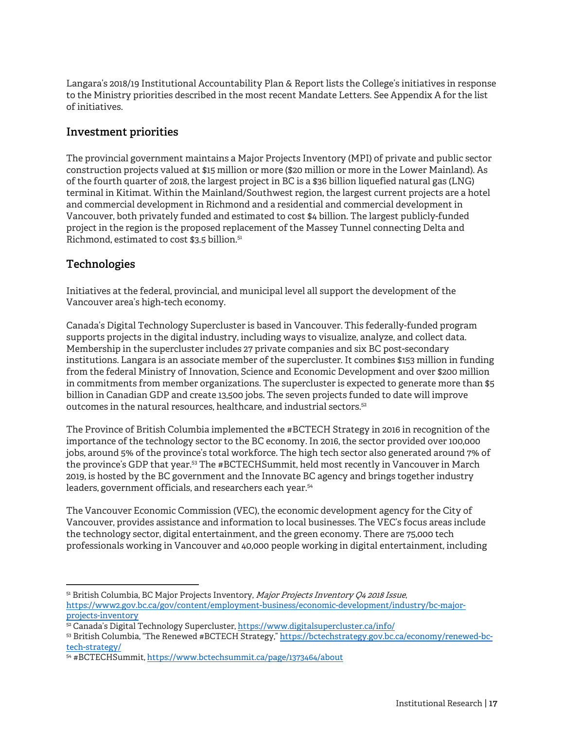Langara's 2018/19 Institutional Accountability Plan & Report lists the College's initiatives in response to the Ministry priorities described in the most recent Mandate Letters. See Appendix A for the list of initiatives.

## Investment priorities

The provincial government maintains a Major Projects Inventory (MPI) of private and public sector construction projects valued at $15 million or more ($20 million or more in the Lower Mainland). As of the fourth quarter of 2018, the largest project in BC is a $36 billion liquefied natural gas (LNG) terminal in Kitimat. Within the Mainland/Southwest region, the largest current projects are a hotel and commercial development in Richmond and a residential and commercial development in Vancouver, both privately funded and estimated to cost $4 billion. The largest publicly-funded project in the region is the proposed replacement of the Massey Tunnel connecting Delta and Richmond, estimated to cost $3.5 billion.[51]

## Technologies

Initiatives at the federal, provincial, and municipal level all support the development of the Vancouver area's high-tech economy.

Canada's Digital Technology Supercluster is based in Vancouver. This federally-funded program supports projects in the digital industry, including ways to visualize, analyze, and collect data. Membership in the supercluster includes 27 private companies and six BC post-secondary institutions. Langara is an associate member of the supercluster. It combines $153 million in funding from the federal Ministry of Innovation, Science and Economic Development and over $200 million in commitments from member organizations. The supercluster is expected to generate more than $5 billion in Canadian GDP and create 13,500 jobs. The seven projects funded to date will improve outcomes in the natural resources, healthcare, and industrial sectors.[52]

The Province of British Columbia implemented the #BCTECH Strategy in 2016 in recognition of the importance of the technology sector to the BC economy. In 2016, the sector provided over 100,000 jobs, around 5% of the province's total workforce. The high tech sector also generated around 7% of the province's GDP that year.[53] The #BCTECHSummit, held most recently in Vancouver in March 2019, is hosted by the BC government and the Innovate BC agency and brings together industry leaders, government officials, and researchers each year.[54]

The Vancouver Economic Commission (VEC), the economic development agency for the City of Vancouver, provides assistance and information to local businesses. The VEC's focus areas include the technology sector, digital entertainment, and the green economy. There are 75,000 tech professionals working in Vancouver and 40,000 people working in digital entertainment, including

---

[51] British Columbia, BC Major Projects Inventory, *Major Projects Inventory Q4 2018 Issue*, https://www2.gov.bc.ca/gov/content/employment-business/economic-development/industry/bc-major-projects-inventory

[52] Canada's Digital Technology Supercluster, https://www.digitalsupercluster.ca/info/

[53] British Columbia, "The Renewed #BCTECH Strategy," https://bctechstrategy.gov.bc.ca/economy/renewed-bc-tech-strategy/

[54] #BCTECHSummit, https://www.bctechsummit.ca/page/1373464/about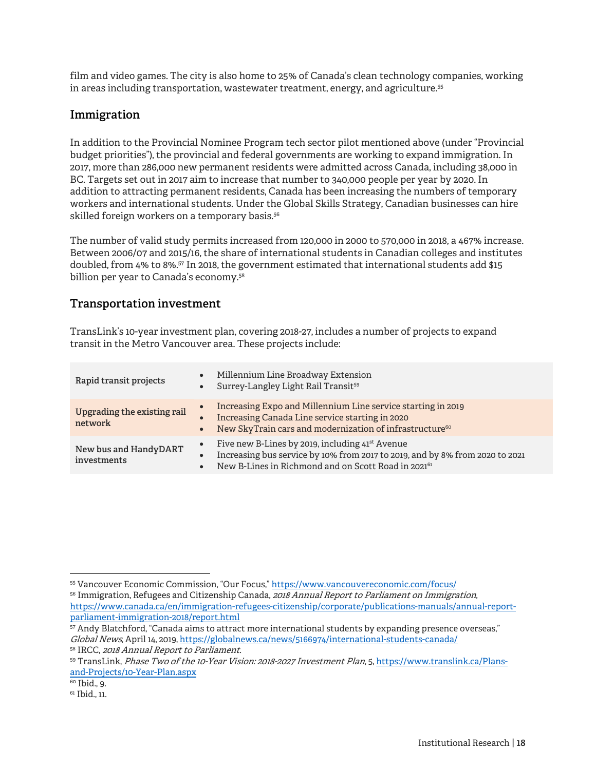film and video games. The city is also home to 25% of Canada's clean technology companies, working in areas including transportation, wastewater treatment, energy, and agriculture.[55]

## Immigration

In addition to the Provincial Nominee Program tech sector pilot mentioned above (under "Provincial budget priorities"), the provincial and federal governments are working to expand immigration. In 2017, more than 286,000 new permanent residents were admitted across Canada, including 38,000 in BC. Targets set out in 2017 aim to increase that number to 340,000 people per year by 2020. In addition to attracting permanent residents, Canada has been increasing the numbers of temporary workers and international students. Under the Global Skills Strategy, Canadian businesses can hire skilled foreign workers on a temporary basis.[56]

The number of valid study permits increased from 120,000 in 2000 to 570,000 in 2018, a 467% increase. Between 2006/07 and 2015/16, the share of international students in Canadian colleges and institutes doubled, from 4% to 8%.[57] In 2018, the government estimated that international students add $15 billion per year to Canada's economy.[58]

## Transportation investment

TransLink's 10-year investment plan, covering 2018-27, includes a number of projects to expand transit in the Metro Vancouver area. These projects include:

| | |
|---|---|
| **Rapid transit projects** | • Millennium Line Broadway Extension<br>• Surrey-Langley Light Rail Transit[59] |
| **Upgrading the existing rail network** | • Increasing Expo and Millennium Line service starting in 2019<br>• Increasing Canada Line service starting in 2020<br>• New SkyTrain cars and modernization of infrastructure[60] |
| **New bus and HandyDART investments** | • Five new B-Lines by 2019, including 41st Avenue<br>• Increasing bus service by 10% from 2017 to 2019, and by 8% from 2020 to 2021<br>• New B-Lines in Richmond and on Scott Road in 2021[61] |

---

[55] Vancouver Economic Commission, "Our Focus," https://www.vancouvereconomic.com/focus/

[56] Immigration, Refugees and Citizenship Canada, *2018 Annual Report to Parliament on Immigration*, https://www.canada.ca/en/immigration-refugees-citizenship/corporate/publications-manuals/annual-report-parliament-immigration-2018/report.html

[57] Andy Blatchford, "Canada aims to attract more international students by expanding presence overseas," *Global News*, April 14, 2019, https://globalnews.ca/news/5166974/international-students-canada/

[58] IRCC, *2018 Annual Report to Parliament*.

[59] TransLink, *Phase Two of the 10-Year Vision: 2018-2027 Investment Plan*, 5, https://www.translink.ca/Plans-and-Projects/10-Year-Plan.aspx

[60] Ibid., 9.

[61] Ibid., 11.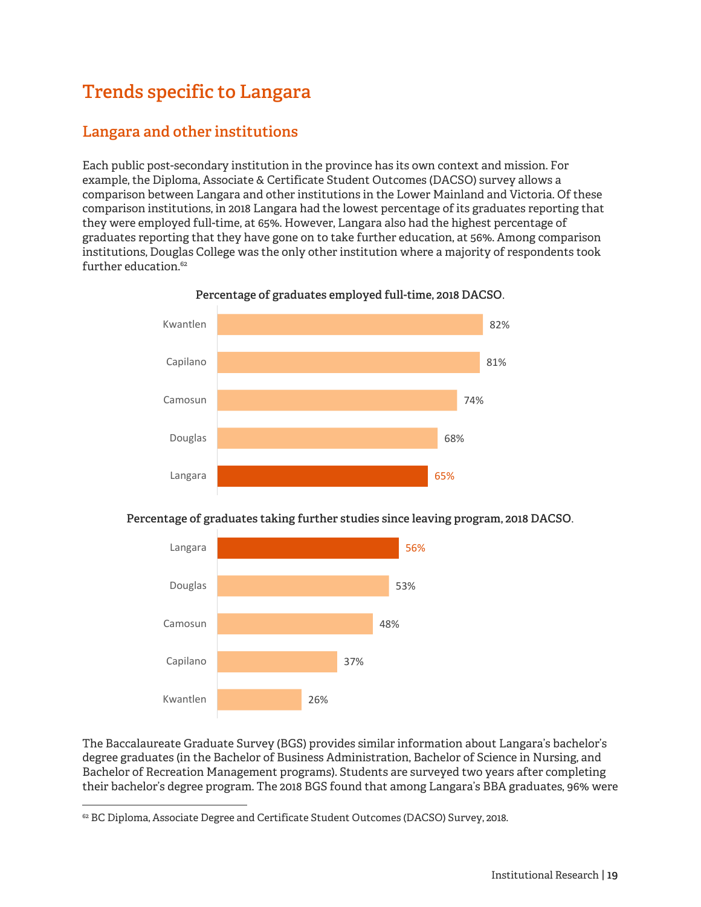# Trends specific to Langara

## Langara and other institutions

Each public post-secondary institution in the province has its own context and mission. For example, the Diploma, Associate & Certificate Student Outcomes (DACSO) survey allows a comparison between Langara and other institutions in the Lower Mainland and Victoria. Of these comparison institutions, in 2018 Langara had the lowest percentage of its graduates reporting that they were employed full-time, at 65%. However, Langara also had the highest percentage of graduates reporting that they have gone on to take further education, at 56%. Among comparison institutions, Douglas College was the only other institution where a majority of respondents took further education.[62]

**Percentage of graduates employed full-time, 2018 DACSO.**

| Institution | Percentage |
| --- | --- |
| Kwantlen | 82% |
| Capilano | 81% |
| Camosun | 74% |
| Douglas | 68% |
| Langara | 65% |

**Percentage of graduates taking further studies since leaving program, 2018 DACSO.**

| Institution | Percentage |
| --- | --- |
| Langara | 56% |
| Douglas | 53% |
| Camosun | 48% |
| Capilano | 37% |
| Kwantlen | 26% |

The Baccalaureate Graduate Survey (BGS) provides similar information about Langara's bachelor's degree graduates (in the Bachelor of Business Administration, Bachelor of Science in Nursing, and Bachelor of Recreation Management programs). Students are surveyed two years after completing their bachelor's degree program. The 2018 BGS found that among Langara's BBA graduates, 96% were

[62] BC Diploma, Associate Degree and Certificate Student Outcomes (DACSO) Survey, 2018.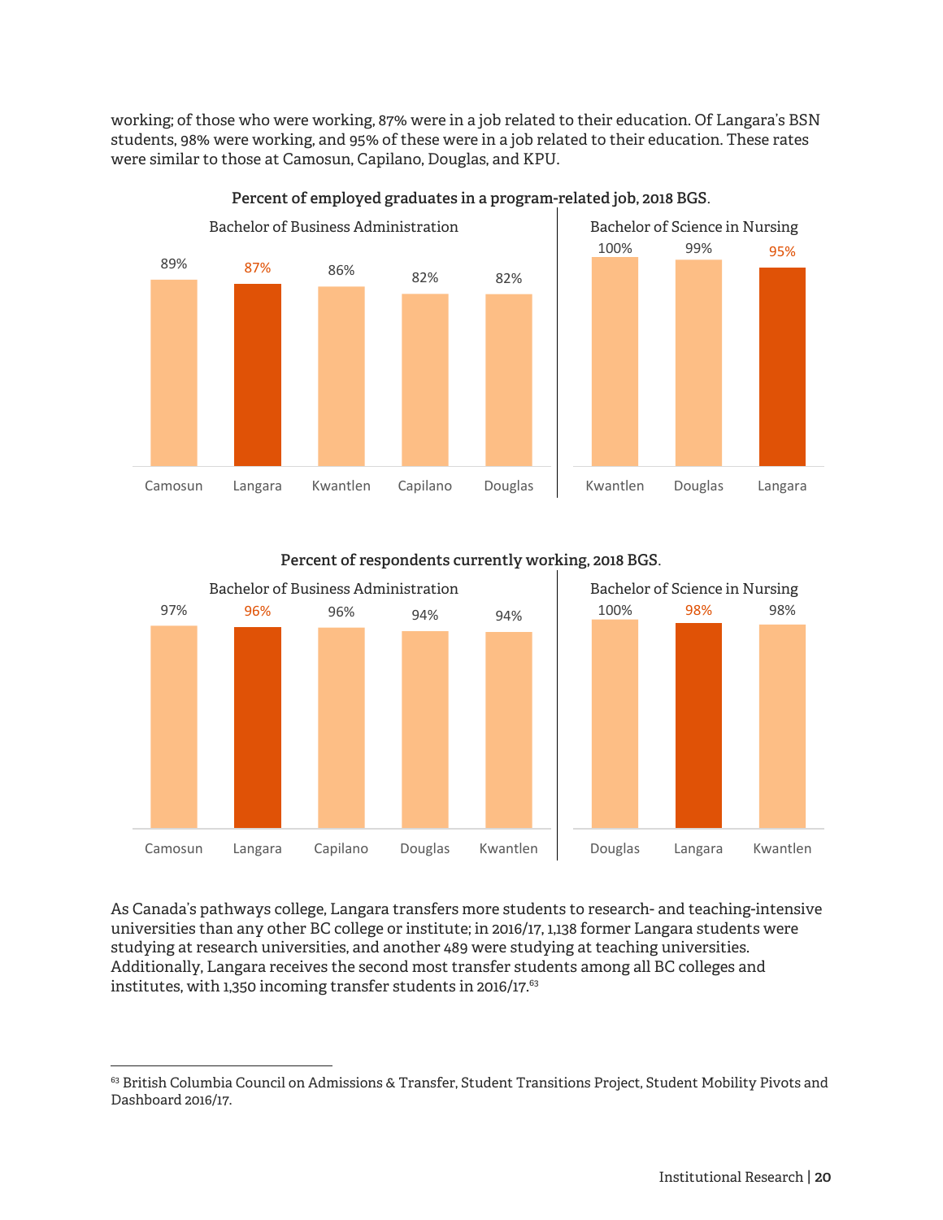working; of those who were working, 87% were in a job related to their education. Of Langara's BSN students, 98% were working, and 95% of these were in a job related to their education. These rates were similar to those at Camosun, Capilano, Douglas, and KPU.

**Percent of employed graduates in a program-related job, 2018 BGS.**

Bachelor of Business Administration

| Camosun | Langara | Kwantlen | Capilano | Douglas |
|---|---|---|---|---|
| 89% | 87% | 86% | 82% | 82% |

Bachelor of Science in Nursing

| Kwantlen | Douglas | Langara |
|---|---|---|
| 100% | 99% | 95% |

**Percent of respondents currently working, 2018 BGS.**

Bachelor of Business Administration

| Camosun | Langara | Capilano | Douglas | Kwantlen |
|---|---|---|---|---|
| 97% | 96% | 96% | 94% | 94% |

Bachelor of Science in Nursing

| Douglas | Langara | Kwantlen |
|---|---|---|
| 100% | 98% | 98% |

As Canada's pathways college, Langara transfers more students to research- and teaching-intensive universities than any other BC college or institute; in 2016/17, 1,138 former Langara students were studying at research universities, and another 489 were studying at teaching universities. Additionally, Langara receives the second most transfer students among all BC colleges and institutes, with 1,350 incoming transfer students in 2016/17.[63]

[63] British Columbia Council on Admissions & Transfer, Student Transitions Project, Student Mobility Pivots and Dashboard 2016/17.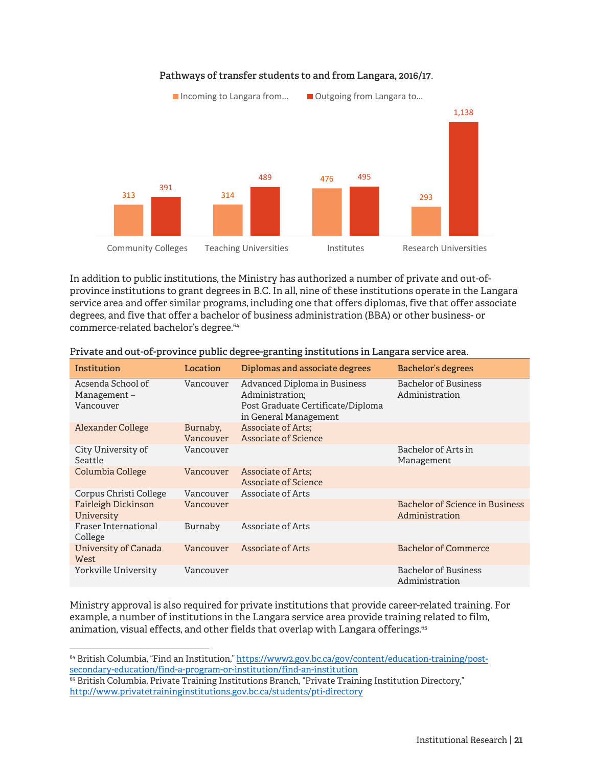**Pathways of transfer students to and from Langara, 2016/17.**

| | Incoming to Langara from... | Outgoing from Langara to... |
|---|---|---|
| Community Colleges | 313 | 391 |
| Teaching Universities | 314 | 489 |
| Institutes | 476 | 495 |
| Research Universities | 293 | 1,138 |

In addition to public institutions, the Ministry has authorized a number of private and out-of-province institutions to grant degrees in B.C. In all, nine of these institutions operate in the Langara service area and offer similar programs, including one that offers diplomas, five that offer associate degrees, and five that offer a bachelor of business administration (BBA) or other business- or commerce-related bachelor's degree.[64]

**Private and out-of-province public degree-granting institutions in Langara service area.**

| Institution | Location | Diplomas and associate degrees | Bachelor's degrees |
|---|---|---|---|
| Acsenda School of Management – Vancouver | Vancouver | Advanced Diploma in Business Administration; Post Graduate Certificate/Diploma in General Management | Bachelor of Business Administration |
| Alexander College | Burnaby, Vancouver | Associate of Arts; Associate of Science | |
| City University of Seattle | Vancouver | | Bachelor of Arts in Management |
| Columbia College | Vancouver | Associate of Arts; Associate of Science | |
| Corpus Christi College | Vancouver | Associate of Arts | |
| Fairleigh Dickinson University | Vancouver | | Bachelor of Science in Business Administration |
| Fraser International College | Burnaby | Associate of Arts | |
| University of Canada West | Vancouver | Associate of Arts | Bachelor of Commerce |
| Yorkville University | Vancouver | | Bachelor of Business Administration |

Ministry approval is also required for private institutions that provide career-related training. For example, a number of institutions in the Langara service area provide training related to film, animation, visual effects, and other fields that overlap with Langara offerings.[65]

---

[64] British Columbia, "Find an Institution," https://www2.gov.bc.ca/gov/content/education-training/post-secondary-education/find-a-program-or-institution/find-an-institution

[65] British Columbia, Private Training Institutions Branch, "Private Training Institution Directory," http://www.privatetraininginstitutions.gov.bc.ca/students/pti-directory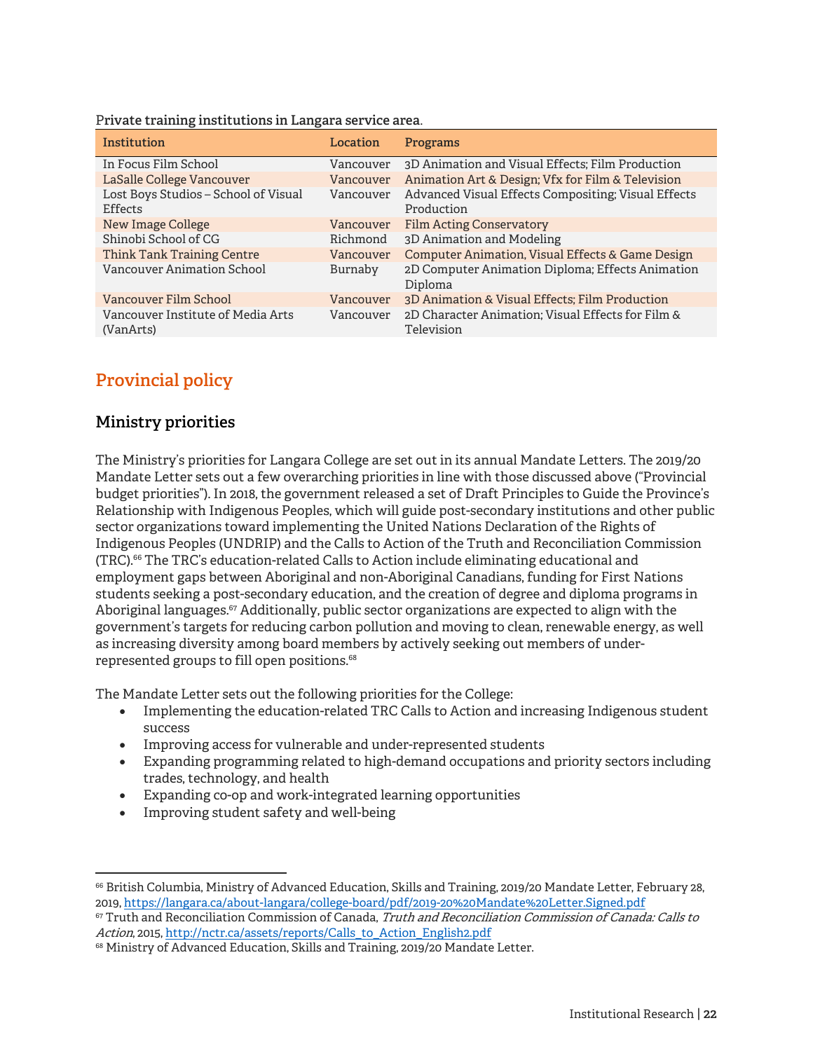**Private training institutions in Langara service area.**

| Institution | Location | Programs |
|---|---|---|
| In Focus Film School | Vancouver | 3D Animation and Visual Effects; Film Production |
| LaSalle College Vancouver | Vancouver | Animation Art & Design; Vfx for Film & Television |
| Lost Boys Studios – School of Visual Effects | Vancouver | Advanced Visual Effects Compositing; Visual Effects Production |
| New Image College | Vancouver | Film Acting Conservatory |
| Shinobi School of CG | Richmond | 3D Animation and Modeling |
| Think Tank Training Centre | Vancouver | Computer Animation, Visual Effects & Game Design |
| Vancouver Animation School | Burnaby | 2D Computer Animation Diploma; Effects Animation Diploma |
| Vancouver Film School | Vancouver | 3D Animation & Visual Effects; Film Production |
| Vancouver Institute of Media Arts (VanArts) | Vancouver | 2D Character Animation; Visual Effects for Film & Television |

## Provincial policy

### Ministry priorities

The Ministry's priorities for Langara College are set out in its annual Mandate Letters. The 2019/20 Mandate Letter sets out a few overarching priorities in line with those discussed above ("Provincial budget priorities"). In 2018, the government released a set of Draft Principles to Guide the Province's Relationship with Indigenous Peoples, which will guide post-secondary institutions and other public sector organizations toward implementing the United Nations Declaration of the Rights of Indigenous Peoples (UNDRIP) and the Calls to Action of the Truth and Reconciliation Commission (TRC).[66] The TRC's education-related Calls to Action include eliminating educational and employment gaps between Aboriginal and non-Aboriginal Canadians, funding for First Nations students seeking a post-secondary education, and the creation of degree and diploma programs in Aboriginal languages.[67] Additionally, public sector organizations are expected to align with the government's targets for reducing carbon pollution and moving to clean, renewable energy, as well as increasing diversity among board members by actively seeking out members of under-represented groups to fill open positions.[68]

The Mandate Letter sets out the following priorities for the College:

- Implementing the education-related TRC Calls to Action and increasing Indigenous student success
- Improving access for vulnerable and under-represented students
- Expanding programming related to high-demand occupations and priority sectors including trades, technology, and health
- Expanding co-op and work-integrated learning opportunities
- Improving student safety and well-being

---

[66] British Columbia, Ministry of Advanced Education, Skills and Training, 2019/20 Mandate Letter, February 28, 2019, https://langara.ca/about-langara/college-board/pdf/2019-20%20Mandate%20Letter.Signed.pdf

[67] Truth and Reconciliation Commission of Canada, *Truth and Reconciliation Commission of Canada: Calls to Action*, 2015, http://nctr.ca/assets/reports/Calls_to_Action_English2.pdf

[68] Ministry of Advanced Education, Skills and Training, 2019/20 Mandate Letter.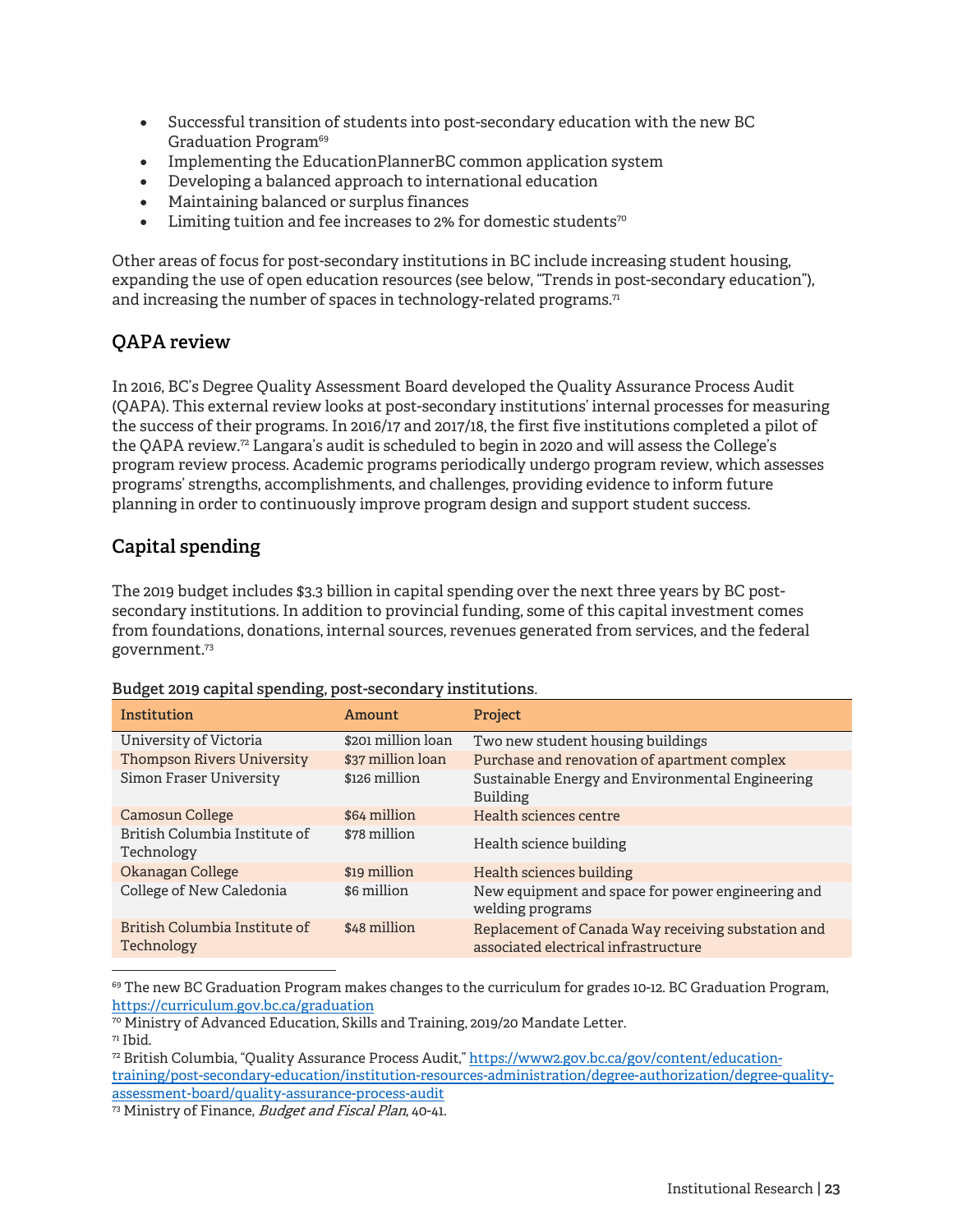- Successful transition of students into post-secondary education with the new BC Graduation Program[69]
- Implementing the EducationPlannerBC common application system
- Developing a balanced approach to international education
- Maintaining balanced or surplus finances
- Limiting tuition and fee increases to 2% for domestic students[70]

Other areas of focus for post-secondary institutions in BC include increasing student housing, expanding the use of open education resources (see below, "Trends in post-secondary education"), and increasing the number of spaces in technology-related programs.[71]

## QAPA review

In 2016, BC's Degree Quality Assessment Board developed the Quality Assurance Process Audit (QAPA). This external review looks at post-secondary institutions' internal processes for measuring the success of their programs. In 2016/17 and 2017/18, the first five institutions completed a pilot of the QAPA review.[72] Langara's audit is scheduled to begin in 2020 and will assess the College's program review process. Academic programs periodically undergo program review, which assesses programs' strengths, accomplishments, and challenges, providing evidence to inform future planning in order to continuously improve program design and support student success.

## Capital spending

The 2019 budget includes $3.3 billion in capital spending over the next three years by BC post-secondary institutions. In addition to provincial funding, some of this capital investment comes from foundations, donations, internal sources, revenues generated from services, and the federal government.[73]

**Budget 2019 capital spending, post-secondary institutions**.

| Institution | Amount | Project |
|---|---|---|
| University of Victoria | $201 million loan | Two new student housing buildings |
| Thompson Rivers University | $37 million loan | Purchase and renovation of apartment complex |
| Simon Fraser University | $126 million | Sustainable Energy and Environmental Engineering Building |
| Camosun College | $64 million | Health sciences centre |
| British Columbia Institute of Technology | $78 million | Health science building |
| Okanagan College | $19 million | Health sciences building |
| College of New Caledonia | $6 million | New equipment and space for power engineering and welding programs |
| British Columbia Institute of Technology | $48 million | Replacement of Canada Way receiving substation and associated electrical infrastructure |

[69] The new BC Graduation Program makes changes to the curriculum for grades 10-12. BC Graduation Program, https://curriculum.gov.bc.ca/graduation

[70] Ministry of Advanced Education, Skills and Training, 2019/20 Mandate Letter.

[71] Ibid.

[72] British Columbia, "Quality Assurance Process Audit," https://www2.gov.bc.ca/gov/content/education-training/post-secondary-education/institution-resources-administration/degree-authorization/degree-quality-assessment-board/quality-assurance-process-audit

[73] Ministry of Finance, *Budget and Fiscal Plan*, 40-41.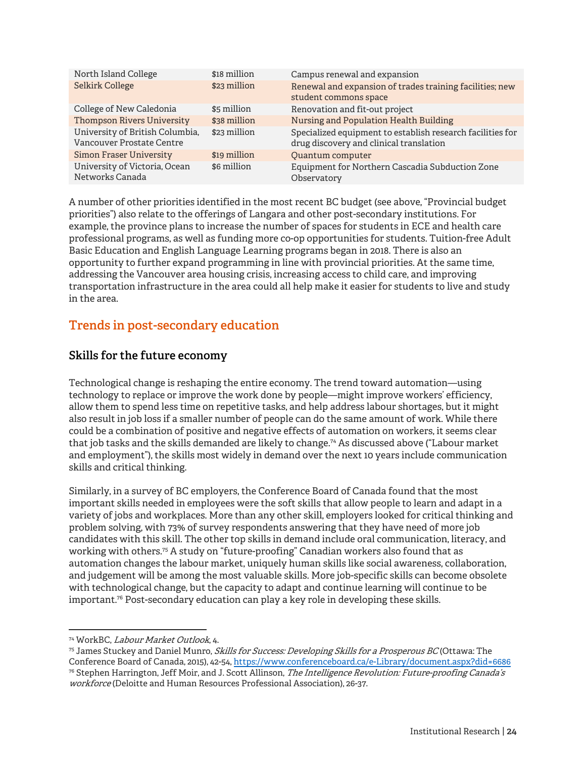| | | |
|---|---|---|
| North Island College | $18 million | Campus renewal and expansion |
| Selkirk College | $23 million | Renewal and expansion of trades training facilities; new student commons space |
| College of New Caledonia | $5 million | Renovation and fit-out project |
| Thompson Rivers University | $38 million | Nursing and Population Health Building |
| University of British Columbia, Vancouver Prostate Centre | $23 million | Specialized equipment to establish research facilities for drug discovery and clinical translation |
| Simon Fraser University | $19 million | Quantum computer |
| University of Victoria, Ocean Networks Canada | $6 million | Equipment for Northern Cascadia Subduction Zone Observatory |

A number of other priorities identified in the most recent BC budget (see above, "Provincial budget priorities") also relate to the offerings of Langara and other post-secondary institutions. For example, the province plans to increase the number of spaces for students in ECE and health care professional programs, as well as funding more co-op opportunities for students. Tuition-free Adult Basic Education and English Language Learning programs began in 2018. There is also an opportunity to further expand programming in line with provincial priorities. At the same time, addressing the Vancouver area housing crisis, increasing access to child care, and improving transportation infrastructure in the area could all help make it easier for students to live and study in the area.

## Trends in post-secondary education

### Skills for the future economy

Technological change is reshaping the entire economy. The trend toward automation—using technology to replace or improve the work done by people—might improve workers' efficiency, allow them to spend less time on repetitive tasks, and help address labour shortages, but it might also result in job loss if a smaller number of people can do the same amount of work. While there could be a combination of positive and negative effects of automation on workers, it seems clear that job tasks and the skills demanded are likely to change.[74] As discussed above ("Labour market and employment"), the skills most widely in demand over the next 10 years include communication skills and critical thinking.

Similarly, in a survey of BC employers, the Conference Board of Canada found that the most important skills needed in employees were the soft skills that allow people to learn and adapt in a variety of jobs and workplaces. More than any other skill, employers looked for critical thinking and problem solving, with 73% of survey respondents answering that they have need of more job candidates with this skill. The other top skills in demand include oral communication, literacy, and working with others.[75] A study on "future-proofing" Canadian workers also found that as automation changes the labour market, uniquely human skills like social awareness, collaboration, and judgement will be among the most valuable skills. More job-specific skills can become obsolete with technological change, but the capacity to adapt and continue learning will continue to be important.[76] Post-secondary education can play a key role in developing these skills.

---

[74] WorkBC, *Labour Market Outlook*, 4.

[75] James Stuckey and Daniel Munro, *Skills for Success: Developing Skills for a Prosperous BC* (Ottawa: The Conference Board of Canada, 2015), 42-54, https://www.conferenceboard.ca/e-Library/document.aspx?did=6686

[76] Stephen Harrington, Jeff Moir, and J. Scott Allinson, *The Intelligence Revolution: Future-proofing Canada's workforce* (Deloitte and Human Resources Professional Association), 26-37.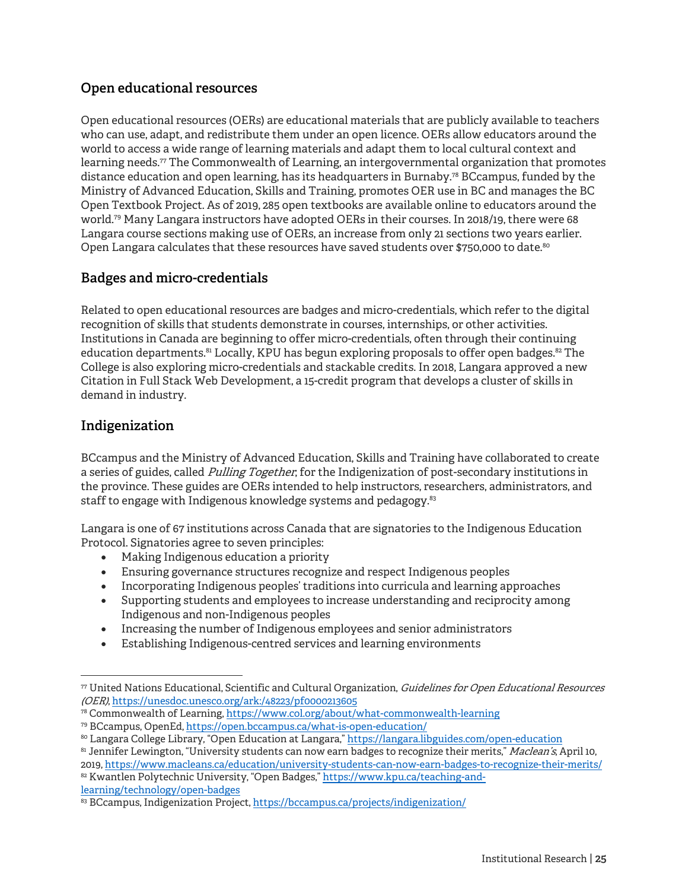## Open educational resources

Open educational resources (OERs) are educational materials that are publicly available to teachers who can use, adapt, and redistribute them under an open licence. OERs allow educators around the world to access a wide range of learning materials and adapt them to local cultural context and learning needs.[77] The Commonwealth of Learning, an intergovernmental organization that promotes distance education and open learning, has its headquarters in Burnaby.[78] BCcampus, funded by the Ministry of Advanced Education, Skills and Training, promotes OER use in BC and manages the BC Open Textbook Project. As of 2019, 285 open textbooks are available online to educators around the world.[79] Many Langara instructors have adopted OERs in their courses. In 2018/19, there were 68 Langara course sections making use of OERs, an increase from only 21 sections two years earlier. Open Langara calculates that these resources have saved students over $750,000 to date.[80]

## Badges and micro-credentials

Related to open educational resources are badges and micro-credentials, which refer to the digital recognition of skills that students demonstrate in courses, internships, or other activities. Institutions in Canada are beginning to offer micro-credentials, often through their continuing education departments.[81] Locally, KPU has begun exploring proposals to offer open badges.[82] The College is also exploring micro-credentials and stackable credits. In 2018, Langara approved a new Citation in Full Stack Web Development, a 15-credit program that develops a cluster of skills in demand in industry.

## Indigenization

BCcampus and the Ministry of Advanced Education, Skills and Training have collaborated to create a series of guides, called *Pulling Together*, for the Indigenization of post-secondary institutions in the province. These guides are OERs intended to help instructors, researchers, administrators, and staff to engage with Indigenous knowledge systems and pedagogy.[83]

Langara is one of 67 institutions across Canada that are signatories to the Indigenous Education Protocol. Signatories agree to seven principles:

- Making Indigenous education a priority
- Ensuring governance structures recognize and respect Indigenous peoples
- Incorporating Indigenous peoples' traditions into curricula and learning approaches
- Supporting students and employees to increase understanding and reciprocity among Indigenous and non-Indigenous peoples
- Increasing the number of Indigenous employees and senior administrators
- Establishing Indigenous-centred services and learning environments

---

[77] United Nations Educational, Scientific and Cultural Organization, *Guidelines for Open Educational Resources (OER)*, https://unesdoc.unesco.org/ark:/48223/pf0000213605

[78] Commonwealth of Learning, https://www.col.org/about/what-commonwealth-learning

[79] BCcampus, OpenEd, https://open.bccampus.ca/what-is-open-education/

[80] Langara College Library, "Open Education at Langara," https://langara.libguides.com/open-education

[81] Jennifer Lewington, "University students can now earn badges to recognize their merits," *Maclean's*, April 10, 2019, https://www.macleans.ca/education/university-students-can-now-earn-badges-to-recognize-their-merits/

[82] Kwantlen Polytechnic University, "Open Badges," https://www.kpu.ca/teaching-and-learning/technology/open-badges

[83] BCcampus, Indigenization Project, https://bccampus.ca/projects/indigenization/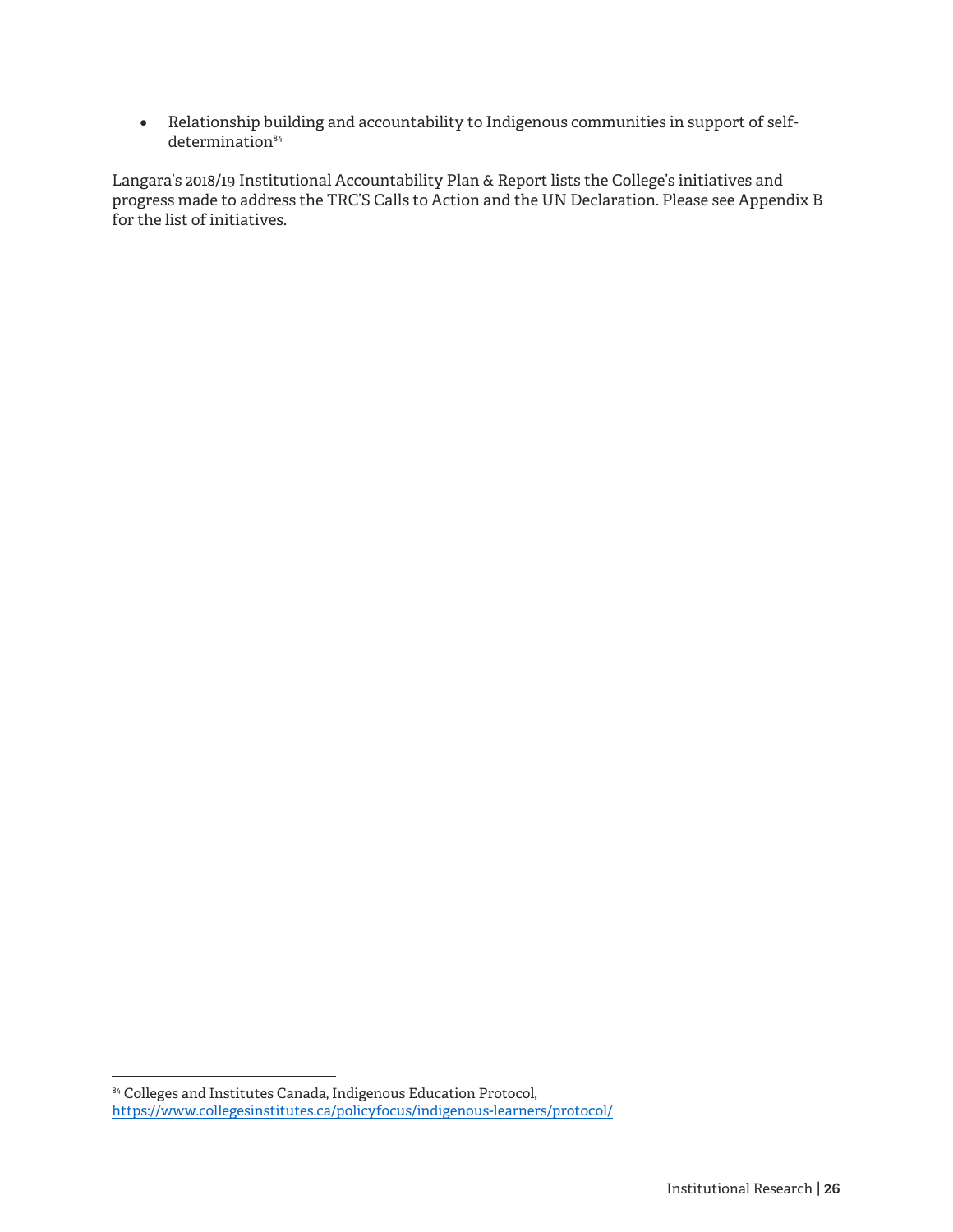- Relationship building and accountability to Indigenous communities in support of self-determination[84]

Langara's 2018/19 Institutional Accountability Plan & Report lists the College's initiatives and progress made to address the TRC'S Calls to Action and the UN Declaration. Please see Appendix B for the list of initiatives.

[84] Colleges and Institutes Canada, Indigenous Education Protocol, https://www.collegesinstitutes.ca/policyfocus/indigenous-learners/protocol/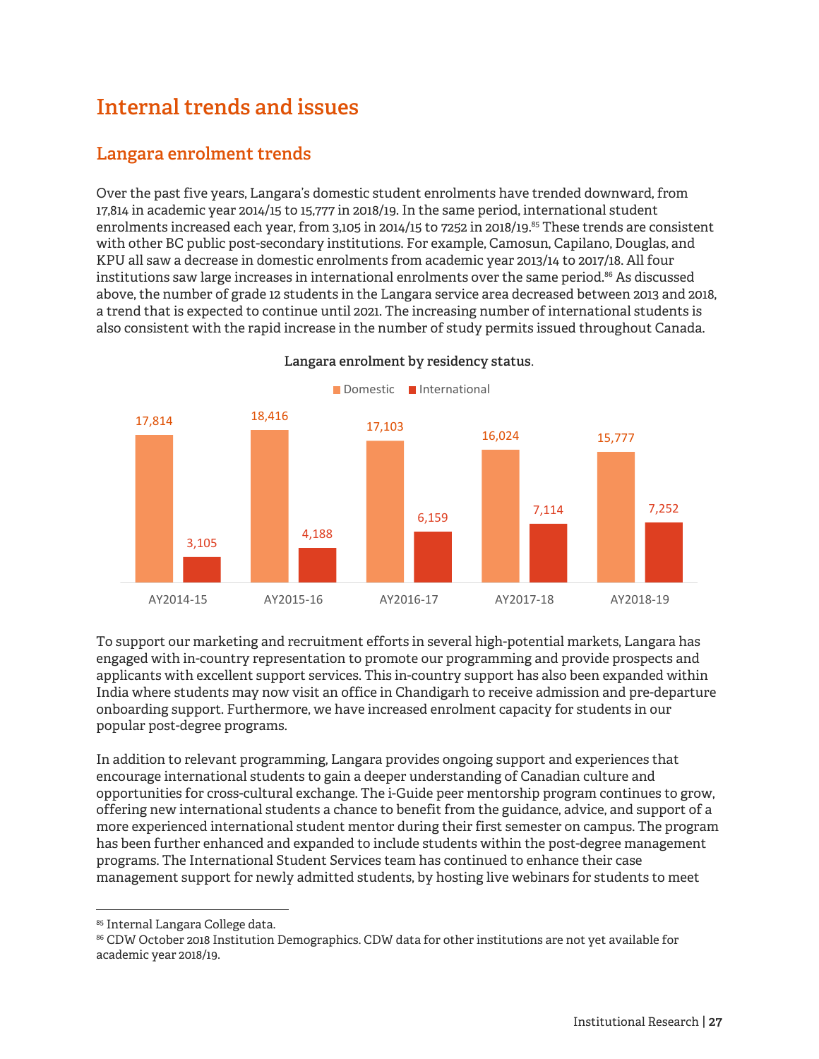# Internal trends and issues

## Langara enrolment trends

Over the past five years, Langara's domestic student enrolments have trended downward, from 17,814 in academic year 2014/15 to 15,777 in 2018/19. In the same period, international student enrolments increased each year, from 3,105 in 2014/15 to 7252 in 2018/19.[85] These trends are consistent with other BC public post-secondary institutions. For example, Camosun, Capilano, Douglas, and KPU all saw a decrease in domestic enrolments from academic year 2013/14 to 2017/18. All four institutions saw large increases in international enrolments over the same period.[86] As discussed above, the number of grade 12 students in the Langara service area decreased between 2013 and 2018, a trend that is expected to continue until 2021. The increasing number of international students is also consistent with the rapid increase in the number of study permits issued throughout Canada.

**Langara enrolment by residency status.**

| | AY2014-15 | AY2015-16 | AY2016-17 | AY2017-18 | AY2018-19 |
|---|---|---|---|---|---|
| Domestic | 17,814 | 18,416 | 17,103 | 16,024 | 15,777 |
| International | 3,105 | 4,188 | 6,159 | 7,114 | 7,252 |

To support our marketing and recruitment efforts in several high-potential markets, Langara has engaged with in-country representation to promote our programming and provide prospects and applicants with excellent support services. This in-country support has also been expanded within India where students may now visit an office in Chandigarh to receive admission and pre-departure onboarding support. Furthermore, we have increased enrolment capacity for students in our popular post-degree programs.

In addition to relevant programming, Langara provides ongoing support and experiences that encourage international students to gain a deeper understanding of Canadian culture and opportunities for cross-cultural exchange. The i-Guide peer mentorship program continues to grow, offering new international students a chance to benefit from the guidance, advice, and support of a more experienced international student mentor during their first semester on campus. The program has been further enhanced and expanded to include students within the post-degree management programs. The International Student Services team has continued to enhance their case management support for newly admitted students, by hosting live webinars for students to meet

---

[85] Internal Langara College data.

[86] CDW October 2018 Institution Demographics. CDW data for other institutions are not yet available for academic year 2018/19.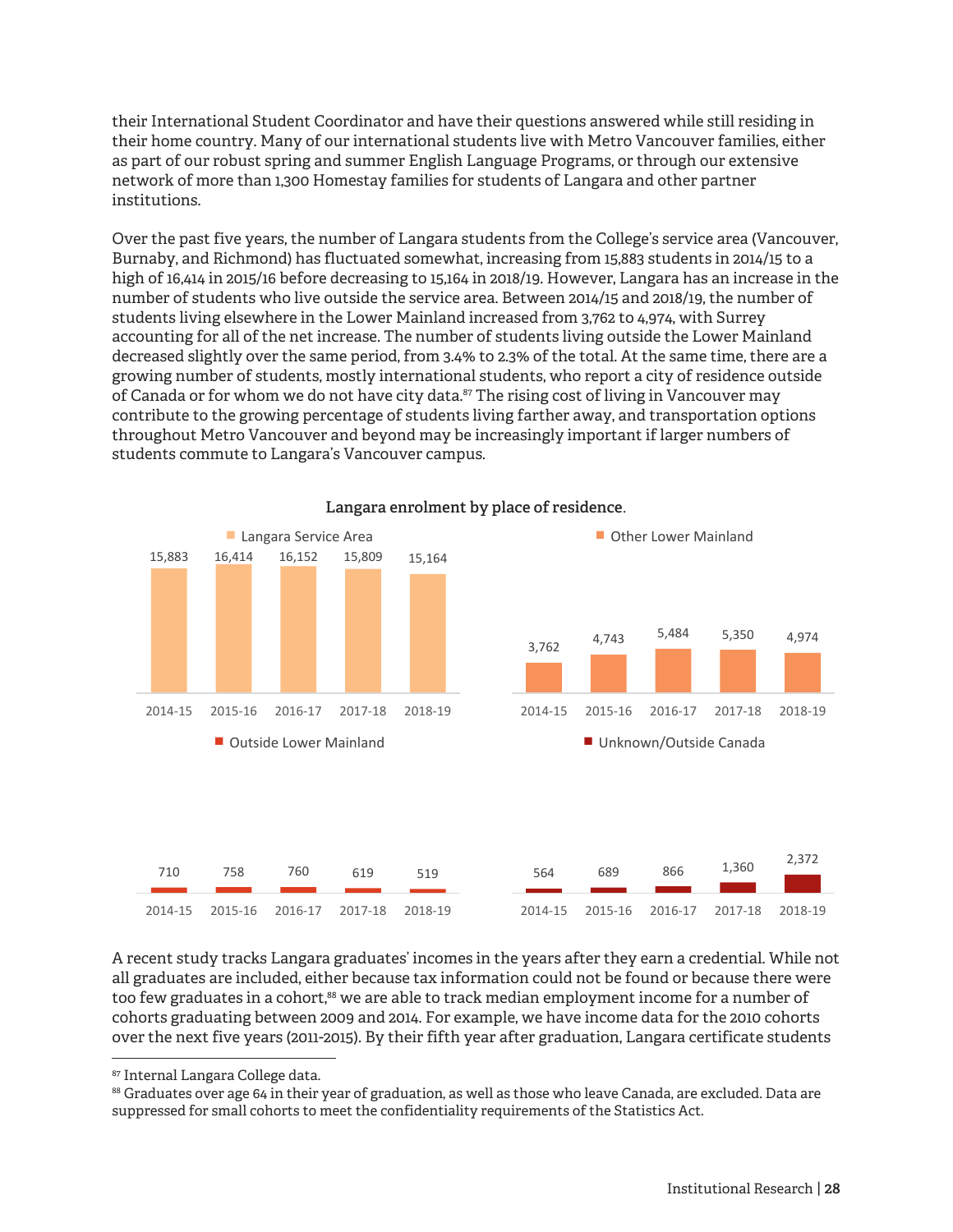their International Student Coordinator and have their questions answered while still residing in their home country. Many of our international students live with Metro Vancouver families, either as part of our robust spring and summer English Language Programs, or through our extensive network of more than 1,300 Homestay families for students of Langara and other partner institutions.

Over the past five years, the number of Langara students from the College's service area (Vancouver, Burnaby, and Richmond) has fluctuated somewhat, increasing from 15,883 students in 2014/15 to a high of 16,414 in 2015/16 before decreasing to 15,164 in 2018/19. However, Langara has an increase in the number of students who live outside the service area. Between 2014/15 and 2018/19, the number of students living elsewhere in the Lower Mainland increased from 3,762 to 4,974, with Surrey accounting for all of the net increase. The number of students living outside the Lower Mainland decreased slightly over the same period, from 3.4% to 2.3% of the total. At the same time, there are a growing number of students, mostly international students, who report a city of residence outside of Canada or for whom we do not have city data.[87] The rising cost of living in Vancouver may contribute to the growing percentage of students living farther away, and transportation options throughout Metro Vancouver and beyond may be increasingly important if larger numbers of students commute to Langara's Vancouver campus.

**Langara enrolment by place of residence.**

| | 2014-15 | 2015-16 | 2016-17 | 2017-18 | 2018-19 |
|---|---|---|---|---|---|
| Langara Service Area | 15,883 | 16,414 | 16,152 | 15,809 | 15,164 |
| Other Lower Mainland | 3,762 | 4,743 | 5,484 | 5,350 | 4,974 |
| Outside Lower Mainland | 710 | 758 | 760 | 619 | 519 |
| Unknown/Outside Canada | 564 | 689 | 866 | 1,360 | 2,372 |

A recent study tracks Langara graduates' incomes in the years after they earn a credential. While not all graduates are included, either because tax information could not be found or because there were too few graduates in a cohort,[88] we are able to track median employment income for a number of cohorts graduating between 2009 and 2014. For example, we have income data for the 2010 cohorts over the next five years (2011-2015). By their fifth year after graduation, Langara certificate students

[87] Internal Langara College data.

[88] Graduates over age 64 in their year of graduation, as well as those who leave Canada, are excluded. Data are suppressed for small cohorts to meet the confidentiality requirements of the Statistics Act.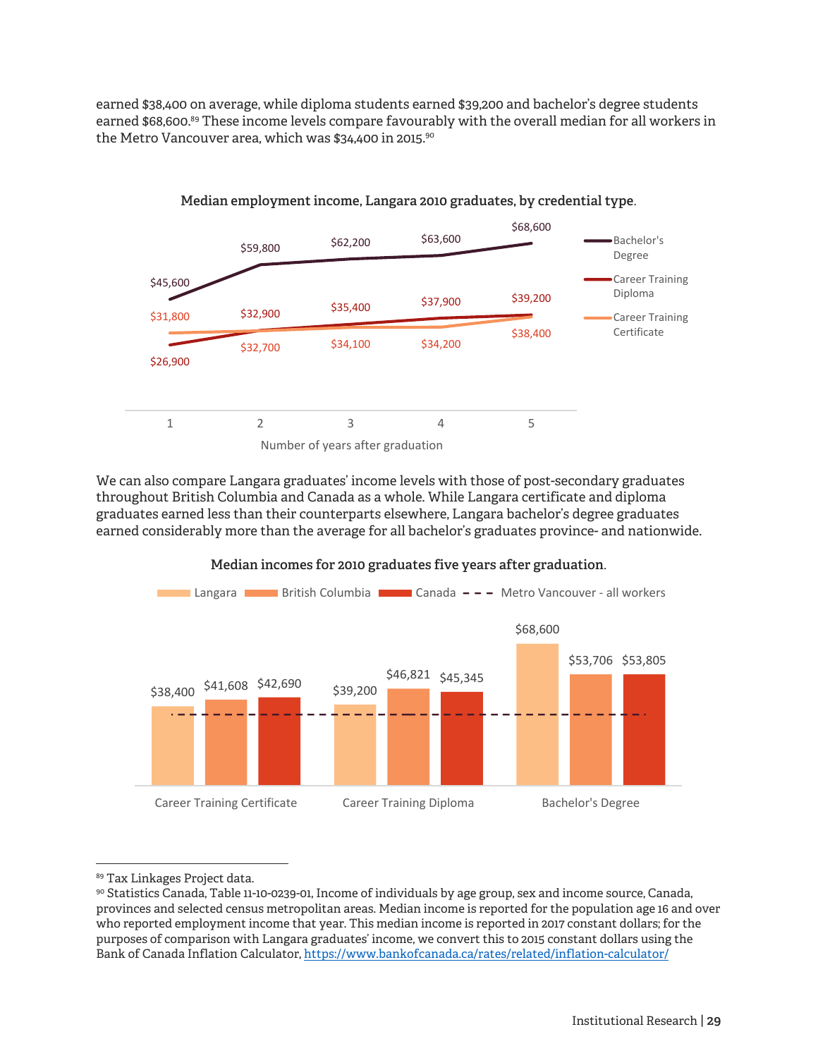earned $38,400 on average, while diploma students earned $39,200 and bachelor's degree students earned $68,600.[89] These income levels compare favourably with the overall median for all workers in the Metro Vancouver area, which was $34,400 in 2015.[90]

**Median employment income, Langara 2010 graduates, by credential type.**

| Number of years after graduation | 1 | 2 | 3 | 4 | 5 |
|---|---|---|---|---|---|
| Bachelor's Degree | $45,600 | $59,800 | $62,200 | $63,600 | $68,600 |
| Career Training Diploma | $26,900 | $32,900 | $35,400 | $37,900 | $39,200 |
| Career Training Certificate | $31,800 | $32,700 | $34,100 | $34,200 | $38,400 |

We can also compare Langara graduates' income levels with those of post-secondary graduates throughout British Columbia and Canada as a whole. While Langara certificate and diploma graduates earned less than their counterparts elsewhere, Langara bachelor's degree graduates earned considerably more than the average for all bachelor's graduates province- and nationwide.

**Median incomes for 2010 graduates five years after graduation.**

| | Langara | British Columbia | Canada |
|---|---|---|---|
| Career Training Certificate | $38,400 | $41,608 | $42,690 |
| Career Training Diploma | $39,200 | $46,821 | $45,345 |
| Bachelor's Degree | $68,600 | $53,706 | $53,805 |

Metro Vancouver - all workers (dashed line)

---

[89] Tax Linkages Project data.

[90] Statistics Canada, Table 11-10-0239-01, Income of individuals by age group, sex and income source, Canada, provinces and selected census metropolitan areas. Median income is reported for the population age 16 and over who reported employment income that year. This median income is reported in 2017 constant dollars; for the purposes of comparison with Langara graduates' income, we convert this to 2015 constant dollars using the Bank of Canada Inflation Calculator, https://www.bankofcanada.ca/rates/related/inflation-calculator/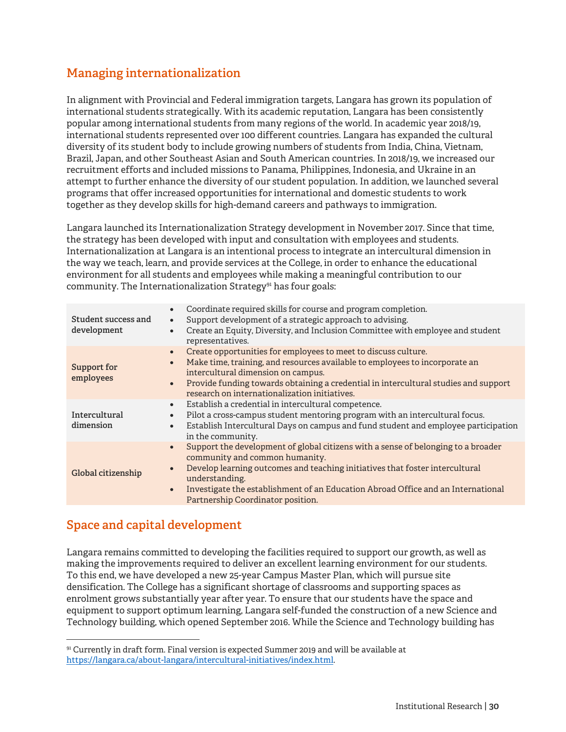## Managing internationalization

In alignment with Provincial and Federal immigration targets, Langara has grown its population of international students strategically. With its academic reputation, Langara has been consistently popular among international students from many regions of the world. In academic year 2018/19, international students represented over 100 different countries. Langara has expanded the cultural diversity of its student body to include growing numbers of students from India, China, Vietnam, Brazil, Japan, and other Southeast Asian and South American countries. In 2018/19, we increased our recruitment efforts and included missions to Panama, Philippines, Indonesia, and Ukraine in an attempt to further enhance the diversity of our student population. In addition, we launched several programs that offer increased opportunities for international and domestic students to work together as they develop skills for high-demand careers and pathways to immigration.

Langara launched its Internationalization Strategy development in November 2017. Since that time, the strategy has been developed with input and consultation with employees and students. Internationalization at Langara is an intentional process to integrate an intercultural dimension in the way we teach, learn, and provide services at the College, in order to enhance the educational environment for all students and employees while making a meaningful contribution to our community. The Internationalization Strategy[91] has four goals:

| Goal | Actions |
|---|---|
| **Student success and development** | • Coordinate required skills for course and program completion.<br>• Support development of a strategic approach to advising.<br>• Create an Equity, Diversity, and Inclusion Committee with employee and student representatives. |
| **Support for employees** | • Create opportunities for employees to meet to discuss culture.<br>• Make time, training, and resources available to employees to incorporate an intercultural dimension on campus.<br>• Provide funding towards obtaining a credential in intercultural studies and support research on internationalization initiatives. |
| **Intercultural dimension** | • Establish a credential in intercultural competence.<br>• Pilot a cross-campus student mentoring program with an intercultural focus.<br>• Establish Intercultural Days on campus and fund student and employee participation in the community. |
| **Global citizenship** | • Support the development of global citizens with a sense of belonging to a broader community and common humanity.<br>• Develop learning outcomes and teaching initiatives that foster intercultural understanding.<br>• Investigate the establishment of an Education Abroad Office and an International Partnership Coordinator position. |

## Space and capital development

Langara remains committed to developing the facilities required to support our growth, as well as making the improvements required to deliver an excellent learning environment for our students. To this end, we have developed a new 25-year Campus Master Plan, which will pursue site densification. The College has a significant shortage of classrooms and supporting spaces as enrolment grows substantially year after year. To ensure that our students have the space and equipment to support optimum learning, Langara self-funded the construction of a new Science and Technology building, which opened September 2016. While the Science and Technology building has

[91] Currently in draft form. Final version is expected Summer 2019 and will be available at https://langara.ca/about-langara/intercultural-initiatives/index.html.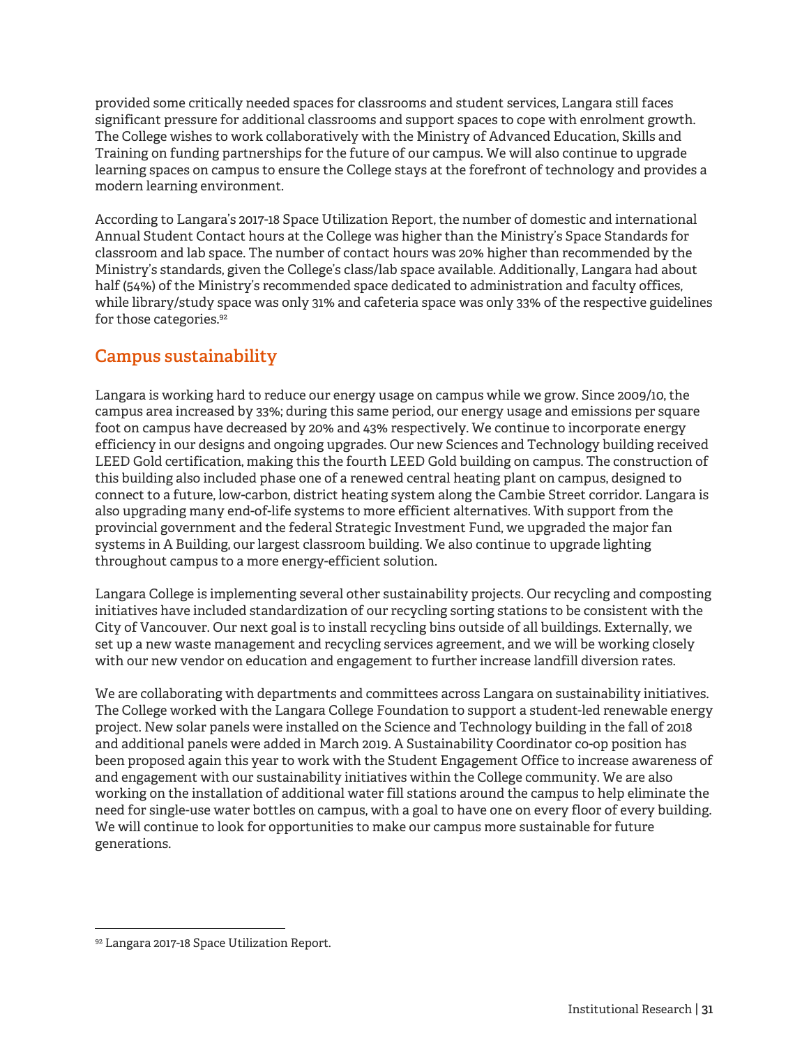provided some critically needed spaces for classrooms and student services, Langara still faces significant pressure for additional classrooms and support spaces to cope with enrolment growth. The College wishes to work collaboratively with the Ministry of Advanced Education, Skills and Training on funding partnerships for the future of our campus. We will also continue to upgrade learning spaces on campus to ensure the College stays at the forefront of technology and provides a modern learning environment.

According to Langara's 2017-18 Space Utilization Report, the number of domestic and international Annual Student Contact hours at the College was higher than the Ministry's Space Standards for classroom and lab space. The number of contact hours was 20% higher than recommended by the Ministry's standards, given the College's class/lab space available. Additionally, Langara had about half (54%) of the Ministry's recommended space dedicated to administration and faculty offices, while library/study space was only 31% and cafeteria space was only 33% of the respective guidelines for those categories.[92]

## Campus sustainability

Langara is working hard to reduce our energy usage on campus while we grow. Since 2009/10, the campus area increased by 33%; during this same period, our energy usage and emissions per square foot on campus have decreased by 20% and 43% respectively. We continue to incorporate energy efficiency in our designs and ongoing upgrades. Our new Sciences and Technology building received LEED Gold certification, making this the fourth LEED Gold building on campus. The construction of this building also included phase one of a renewed central heating plant on campus, designed to connect to a future, low-carbon, district heating system along the Cambie Street corridor. Langara is also upgrading many end-of-life systems to more efficient alternatives. With support from the provincial government and the federal Strategic Investment Fund, we upgraded the major fan systems in A Building, our largest classroom building. We also continue to upgrade lighting throughout campus to a more energy-efficient solution.

Langara College is implementing several other sustainability projects. Our recycling and composting initiatives have included standardization of our recycling sorting stations to be consistent with the City of Vancouver. Our next goal is to install recycling bins outside of all buildings. Externally, we set up a new waste management and recycling services agreement, and we will be working closely with our new vendor on education and engagement to further increase landfill diversion rates.

We are collaborating with departments and committees across Langara on sustainability initiatives. The College worked with the Langara College Foundation to support a student-led renewable energy project. New solar panels were installed on the Science and Technology building in the fall of 2018 and additional panels were added in March 2019. A Sustainability Coordinator co-op position has been proposed again this year to work with the Student Engagement Office to increase awareness of and engagement with our sustainability initiatives within the College community. We are also working on the installation of additional water fill stations around the campus to help eliminate the need for single-use water bottles on campus, with a goal to have one on every floor of every building. We will continue to look for opportunities to make our campus more sustainable for future generations.

---

[92] Langara 2017-18 Space Utilization Report.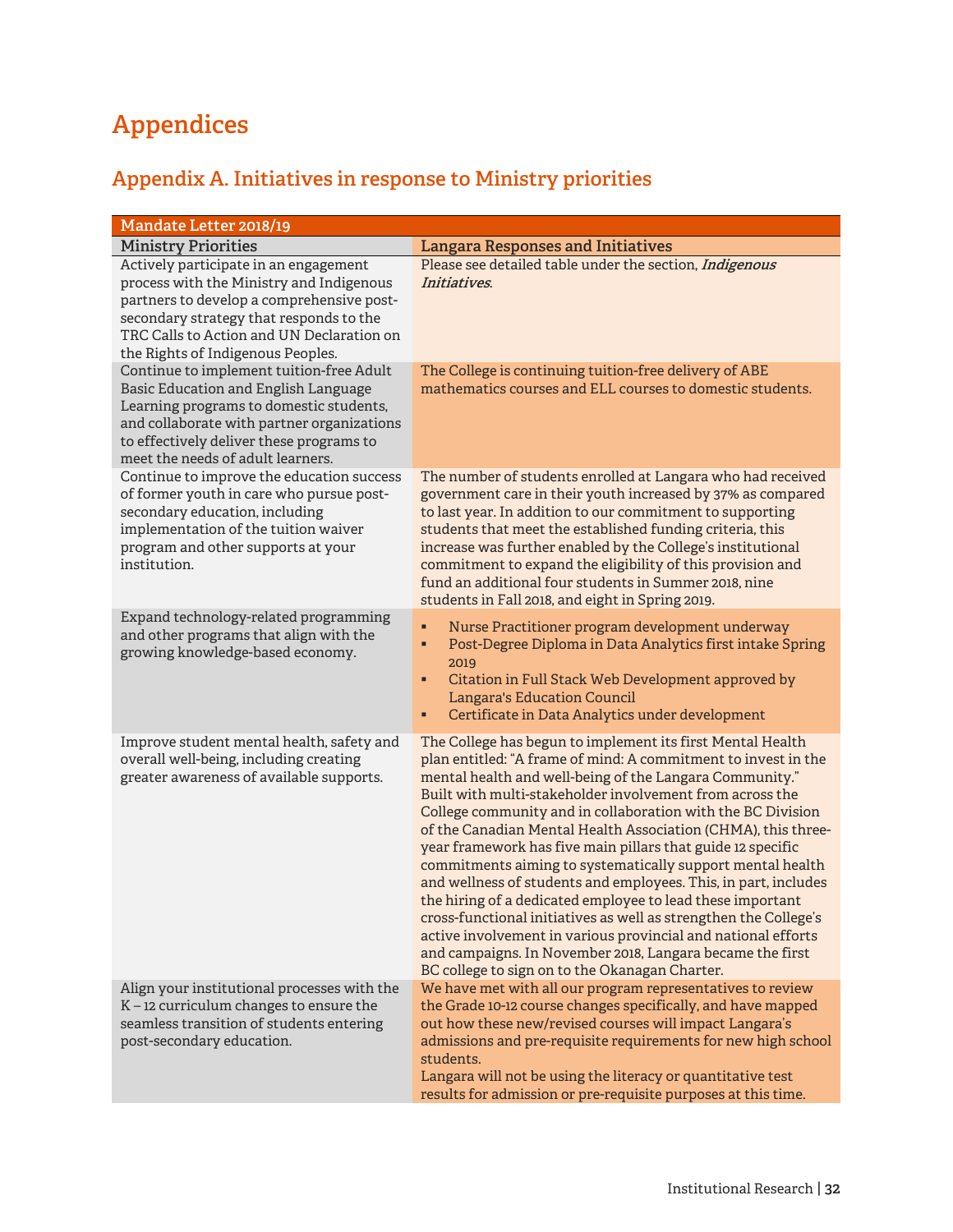# Appendices

## Appendix A. Initiatives in response to Ministry priorities

| Mandate Letter 2018/19 | |
|---|---|
| **Ministry Priorities** | **Langara Responses and Initiatives** |
| Actively participate in an engagement process with the Ministry and Indigenous partners to develop a comprehensive post-secondary strategy that responds to the TRC Calls to Action and UN Declaration on the Rights of Indigenous Peoples. | Please see detailed table under the section, ***Indigenous Initiatives***. |
| Continue to implement tuition-free Adult Basic Education and English Language Learning programs to domestic students, and collaborate with partner organizations to effectively deliver these programs to meet the needs of adult learners. | The College is continuing tuition-free delivery of ABE mathematics courses and ELL courses to domestic students. |
| Continue to improve the education success of former youth in care who pursue post-secondary education, including implementation of the tuition waiver program and other supports at your institution. | The number of students enrolled at Langara who had received government care in their youth increased by 37% as compared to last year. In addition to our commitment to supporting students that meet the established funding criteria, this increase was further enabled by the College's institutional commitment to expand the eligibility of this provision and fund an additional four students in Summer 2018, nine students in Fall 2018, and eight in Spring 2019. |
| Expand technology-related programming and other programs that align with the growing knowledge-based economy. | ▪ Nurse Practitioner program development underway<br>▪ Post-Degree Diploma in Data Analytics first intake Spring 2019<br>▪ Citation in Full Stack Web Development approved by Langara's Education Council<br>▪ Certificate in Data Analytics under development |
| Improve student mental health, safety and overall well-being, including creating greater awareness of available supports. | The College has begun to implement its first Mental Health plan entitled: "A frame of mind: A commitment to invest in the mental health and well-being of the Langara Community." Built with multi-stakeholder involvement from across the College community and in collaboration with the BC Division of the Canadian Mental Health Association (CHMA), this three-year framework has five main pillars that guide 12 specific commitments aiming to systematically support mental health and wellness of students and employees. This, in part, includes the hiring of a dedicated employee to lead these important cross-functional initiatives as well as strengthen the College's active involvement in various provincial and national efforts and campaigns. In November 2018, Langara became the first BC college to sign on to the Okanagan Charter. |
| Align your institutional processes with the K – 12 curriculum changes to ensure the seamless transition of students entering post-secondary education. | We have met with all our program representatives to review the Grade 10-12 course changes specifically, and have mapped out how these new/revised courses will impact Langara's admissions and pre-requisite requirements for new high school students.<br>Langara will not be using the literacy or quantitative test results for admission or pre-requisite purposes at this time. |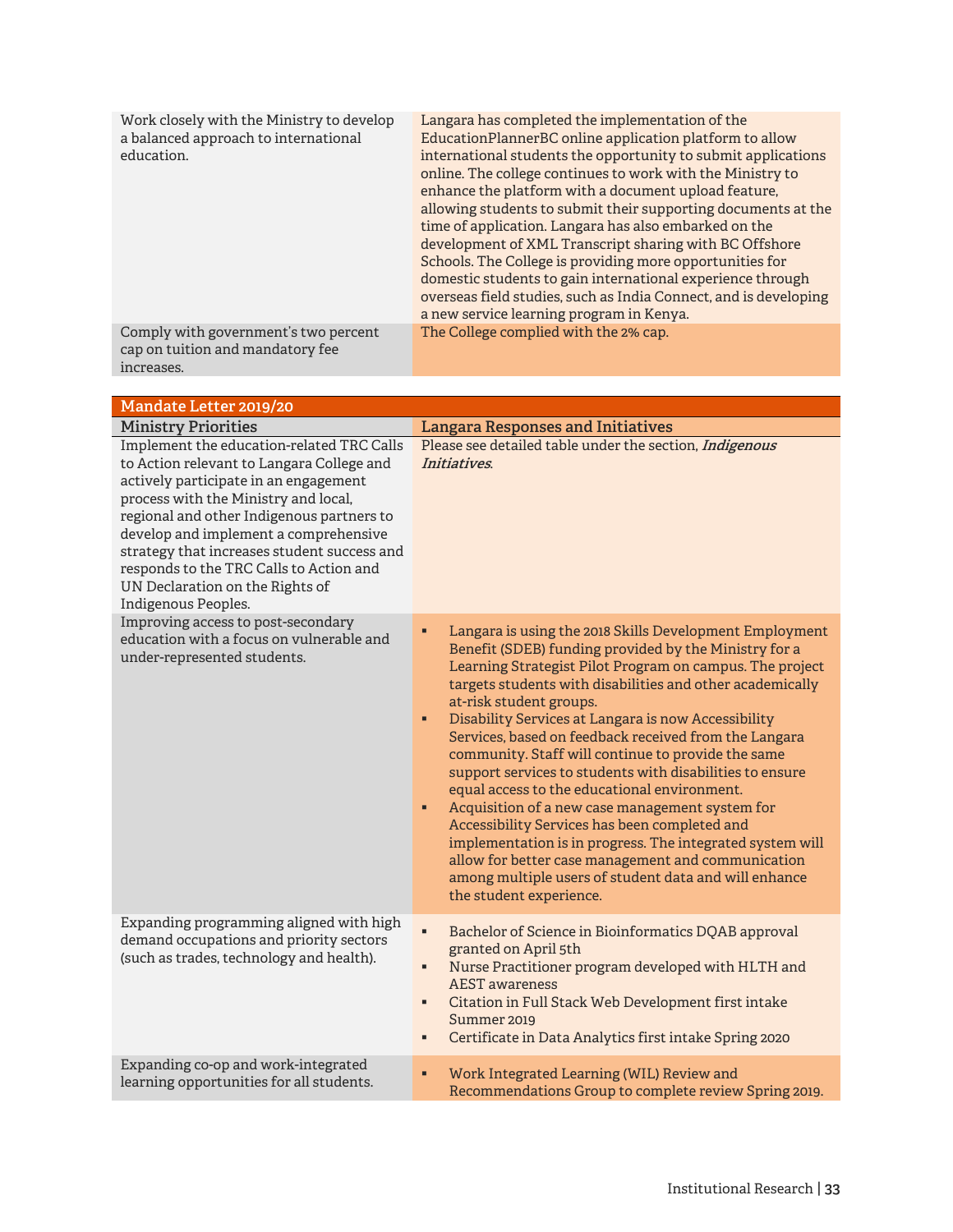| | |
|---|---|
| Work closely with the Ministry to develop a balanced approach to international education. | Langara has completed the implementation of the EducationPlannerBC online application platform to allow international students the opportunity to submit applications online. The college continues to work with the Ministry to enhance the platform with a document upload feature, allowing students to submit their supporting documents at the time of application. Langara has also embarked on the development of XML Transcript sharing with BC Offshore Schools. The College is providing more opportunities for domestic students to gain international experience through overseas field studies, such as India Connect, and is developing a new service learning program in Kenya. |
| Comply with government's two percent cap on tuition and mandatory fee increases. | The College complied with the 2% cap. |

| Mandate Letter 2019/20 | |
|---|---|
| **Ministry Priorities** | **Langara Responses and Initiatives** |
| Implement the education-related TRC Calls to Action relevant to Langara College and actively participate in an engagement process with the Ministry and local, regional and other Indigenous partners to develop and implement a comprehensive strategy that increases student success and responds to the TRC Calls to Action and UN Declaration on the Rights of Indigenous Peoples. | Please see detailed table under the section, ***Indigenous Initiatives***. |
| Improving access to post-secondary education with a focus on vulnerable and under-represented students. | ▪ Langara is using the 2018 Skills Development Employment Benefit (SDEB) funding provided by the Ministry for a Learning Strategist Pilot Program on campus. The project targets students with disabilities and other academically at-risk student groups.<br>▪ Disability Services at Langara is now Accessibility Services, based on feedback received from the Langara community. Staff will continue to provide the same support services to students with disabilities to ensure equal access to the educational environment.<br>▪ Acquisition of a new case management system for Accessibility Services has been completed and implementation is in progress. The integrated system will allow for better case management and communication among multiple users of student data and will enhance the student experience. |
| Expanding programming aligned with high demand occupations and priority sectors (such as trades, technology and health). | ▪ Bachelor of Science in Bioinformatics DQAB approval granted on April 5th<br>▪ Nurse Practitioner program developed with HLTH and AEST awareness<br>▪ Citation in Full Stack Web Development first intake Summer 2019<br>▪ Certificate in Data Analytics first intake Spring 2020 |
| Expanding co-op and work-integrated learning opportunities for all students. | ▪ Work Integrated Learning (WIL) Review and Recommendations Group to complete review Spring 2019. |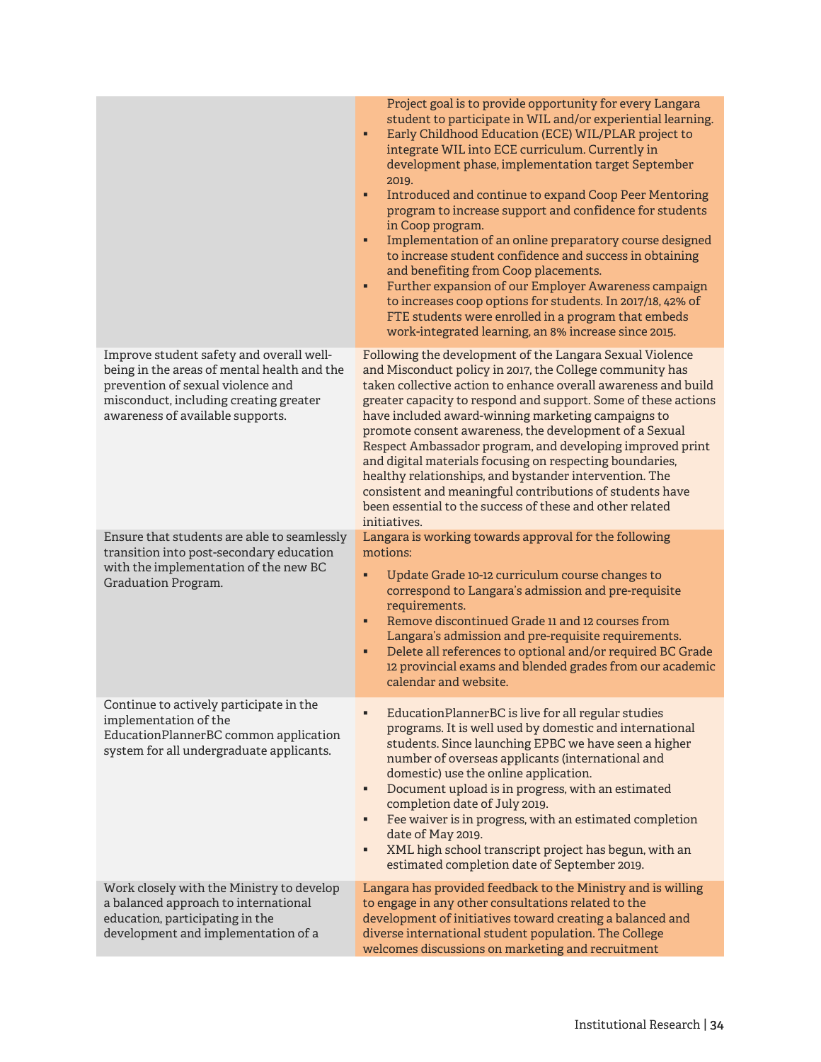| | |
|---|---|
| | Project goal is to provide opportunity for every Langara student to participate in WIL and/or experiential learning.<br>▪ Early Childhood Education (ECE) WIL/PLAR project to integrate WIL into ECE curriculum. Currently in development phase, implementation target September 2019.<br>▪ Introduced and continue to expand Coop Peer Mentoring program to increase support and confidence for students in Coop program.<br>▪ Implementation of an online preparatory course designed to increase student confidence and success in obtaining and benefiting from Coop placements.<br>▪ Further expansion of our Employer Awareness campaign to increases coop options for students. In 2017/18, 42% of FTE students were enrolled in a program that embeds work-integrated learning, an 8% increase since 2015. |
| Improve student safety and overall well-being in the areas of mental health and the prevention of sexual violence and misconduct, including creating greater awareness of available supports. | Following the development of the Langara Sexual Violence and Misconduct policy in 2017, the College community has taken collective action to enhance overall awareness and build greater capacity to respond and support. Some of these actions have included award-winning marketing campaigns to promote consent awareness, the development of a Sexual Respect Ambassador program, and developing improved print and digital materials focusing on respecting boundaries, healthy relationships, and bystander intervention. The consistent and meaningful contributions of students have been essential to the success of these and other related initiatives. |
| Ensure that students are able to seamlessly transition into post-secondary education with the implementation of the new BC Graduation Program. | Langara is working towards approval for the following motions:<br>▪ Update Grade 10-12 curriculum course changes to correspond to Langara's admission and pre-requisite requirements.<br>▪ Remove discontinued Grade 11 and 12 courses from Langara's admission and pre-requisite requirements.<br>▪ Delete all references to optional and/or required BC Grade 12 provincial exams and blended grades from our academic calendar and website. |
| Continue to actively participate in the implementation of the EducationPlannerBC common application system for all undergraduate applicants. | ▪ EducationPlannerBC is live for all regular studies programs. It is well used by domestic and international students. Since launching EPBC we have seen a higher number of overseas applicants (international and domestic) use the online application.<br>▪ Document upload is in progress, with an estimated completion date of July 2019.<br>▪ Fee waiver is in progress, with an estimated completion date of May 2019.<br>▪ XML high school transcript project has begun, with an estimated completion date of September 2019. |
| Work closely with the Ministry to develop a balanced approach to international education, participating in the development and implementation of a | Langara has provided feedback to the Ministry and is willing to engage in any other consultations related to the development of initiatives toward creating a balanced and diverse international student population. The College welcomes discussions on marketing and recruitment |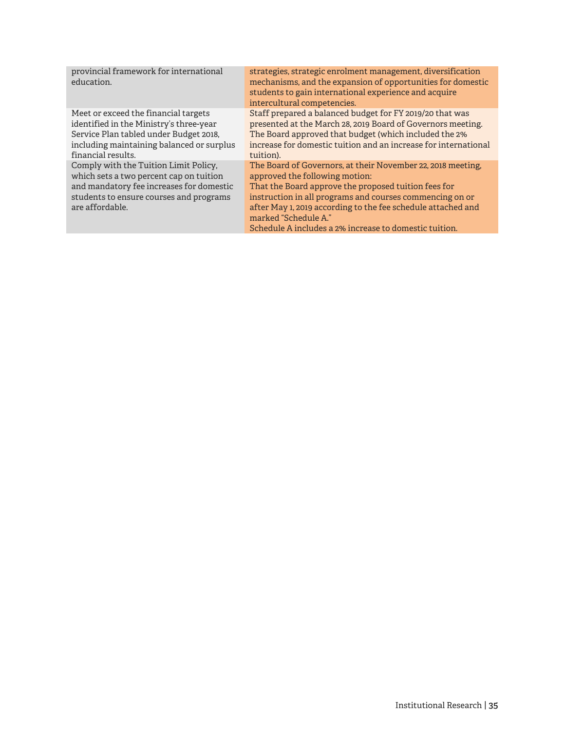| | |
|---|---|
| provincial framework for international education. | strategies, strategic enrolment management, diversification mechanisms, and the expansion of opportunities for domestic students to gain international experience and acquire intercultural competencies. |
| Meet or exceed the financial targets identified in the Ministry's three-year Service Plan tabled under Budget 2018, including maintaining balanced or surplus financial results. | Staff prepared a balanced budget for FY 2019/20 that was presented at the March 28, 2019 Board of Governors meeting. The Board approved that budget (which included the 2% increase for domestic tuition and an increase for international tuition). |
| Comply with the Tuition Limit Policy, which sets a two percent cap on tuition and mandatory fee increases for domestic students to ensure courses and programs are affordable. | The Board of Governors, at their November 22, 2018 meeting, approved the following motion:<br>That the Board approve the proposed tuition fees for instruction in all programs and courses commencing on or after May 1, 2019 according to the fee schedule attached and marked "Schedule A."<br>Schedule A includes a 2% increase to domestic tuition. |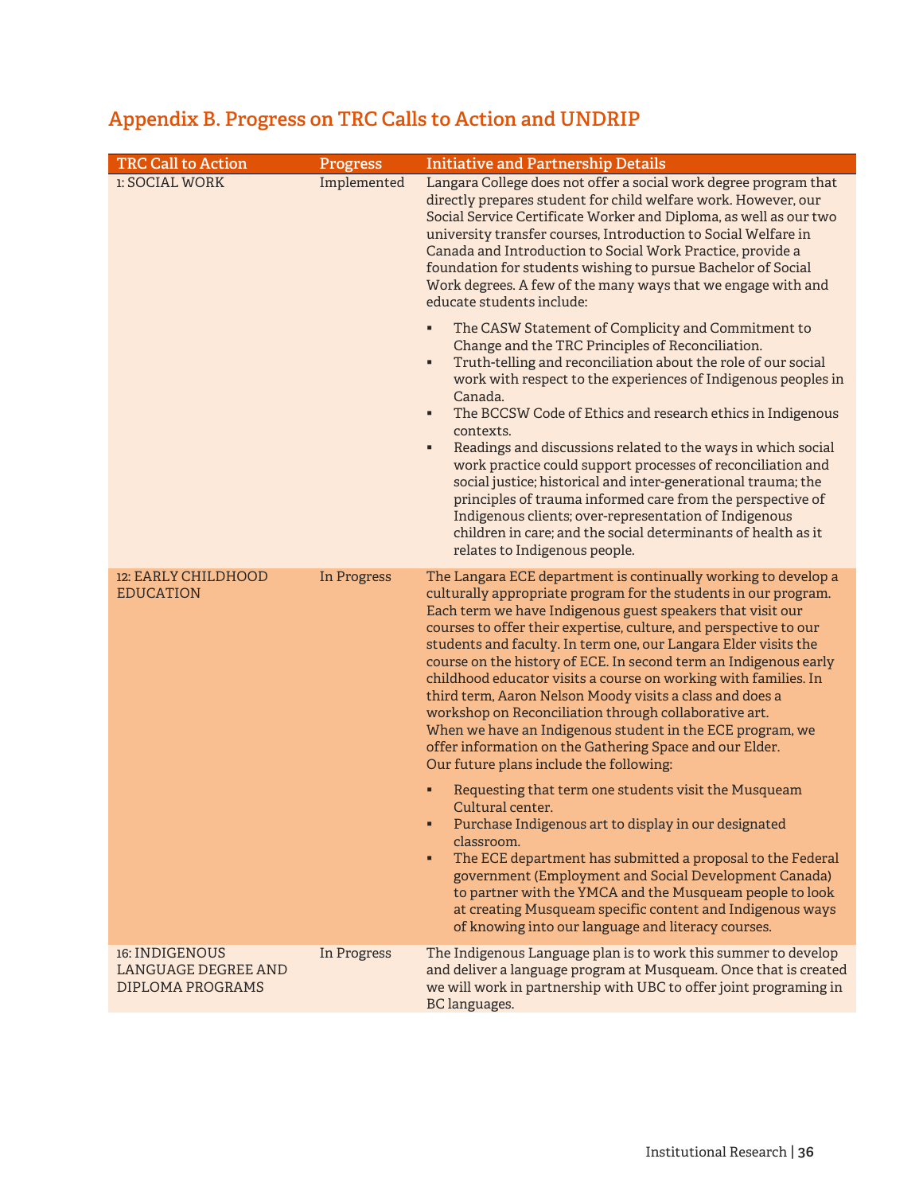## Appendix B. Progress on TRC Calls to Action and UNDRIP

| TRC Call to Action | Progress | Initiative and Partnership Details |
|---|---|---|
| 1: SOCIAL WORK | Implemented | Langara College does not offer a social work degree program that directly prepares student for child welfare work. However, our Social Service Certificate Worker and Diploma, as well as our two university transfer courses, Introduction to Social Welfare in Canada and Introduction to Social Work Practice, provide a foundation for students wishing to pursue Bachelor of Social Work degrees. A few of the many ways that we engage with and educate students include:<br><br>▪ The CASW Statement of Complicity and Commitment to Change and the TRC Principles of Reconciliation.<br>▪ Truth-telling and reconciliation about the role of our social work with respect to the experiences of Indigenous peoples in Canada.<br>▪ The BCCSW Code of Ethics and research ethics in Indigenous contexts.<br>▪ Readings and discussions related to the ways in which social work practice could support processes of reconciliation and social justice; historical and inter-generational trauma; the principles of trauma informed care from the perspective of Indigenous clients; over-representation of Indigenous children in care; and the social determinants of health as it relates to Indigenous people. |
| 12: EARLY CHILDHOOD EDUCATION | In Progress | The Langara ECE department is continually working to develop a culturally appropriate program for the students in our program. Each term we have Indigenous guest speakers that visit our courses to offer their expertise, culture, and perspective to our students and faculty. In term one, our Langara Elder visits the course on the history of ECE. In second term an Indigenous early childhood educator visits a course on working with families. In third term, Aaron Nelson Moody visits a class and does a workshop on Reconciliation through collaborative art.<br>When we have an Indigenous student in the ECE program, we offer information on the Gathering Space and our Elder.<br>Our future plans include the following:<br><br>▪ Requesting that term one students visit the Musqueam Cultural center.<br>▪ Purchase Indigenous art to display in our designated classroom.<br>▪ The ECE department has submitted a proposal to the Federal government (Employment and Social Development Canada) to partner with the YMCA and the Musqueam people to look at creating Musqueam specific content and Indigenous ways of knowing into our language and literacy courses. |
| 16: INDIGENOUS LANGUAGE DEGREE AND DIPLOMA PROGRAMS | In Progress | The Indigenous Language plan is to work this summer to develop and deliver a language program at Musqueam. Once that is created we will work in partnership with UBC to offer joint programing in BC languages. |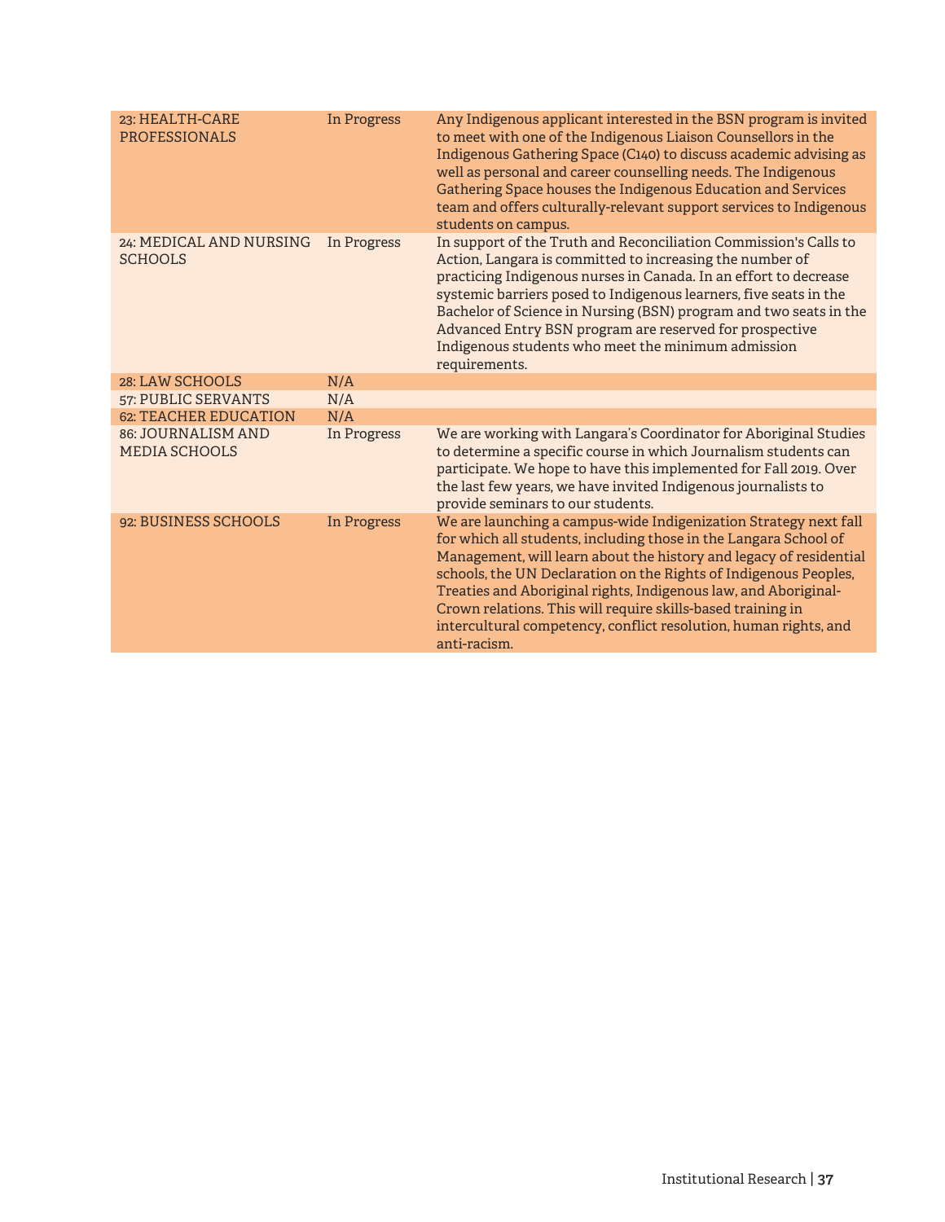| 23: HEALTH-CARE PROFESSIONALS | In Progress | Any Indigenous applicant interested in the BSN program is invited to meet with one of the Indigenous Liaison Counsellors in the Indigenous Gathering Space (C140) to discuss academic advising as well as personal and career counselling needs. The Indigenous Gathering Space houses the Indigenous Education and Services team and offers culturally-relevant support services to Indigenous students on campus. |
|---|---|---|
| 24: MEDICAL AND NURSING SCHOOLS | In Progress | In support of the Truth and Reconciliation Commission's Calls to Action, Langara is committed to increasing the number of practicing Indigenous nurses in Canada. In an effort to decrease systemic barriers posed to Indigenous learners, five seats in the Bachelor of Science in Nursing (BSN) program and two seats in the Advanced Entry BSN program are reserved for prospective Indigenous students who meet the minimum admission requirements. |
| 28: LAW SCHOOLS | N/A | |
| 57: PUBLIC SERVANTS | N/A | |
| 62: TEACHER EDUCATION | N/A | |
| 86: JOURNALISM AND MEDIA SCHOOLS | In Progress | We are working with Langara's Coordinator for Aboriginal Studies to determine a specific course in which Journalism students can participate. We hope to have this implemented for Fall 2019. Over the last few years, we have invited Indigenous journalists to provide seminars to our students. |
| 92: BUSINESS SCHOOLS | In Progress | We are launching a campus-wide Indigenization Strategy next fall for which all students, including those in the Langara School of Management, will learn about the history and legacy of residential schools, the UN Declaration on the Rights of Indigenous Peoples, Treaties and Aboriginal rights, Indigenous law, and Aboriginal-Crown relations. This will require skills-based training in intercultural competency, conflict resolution, human rights, and anti-racism. |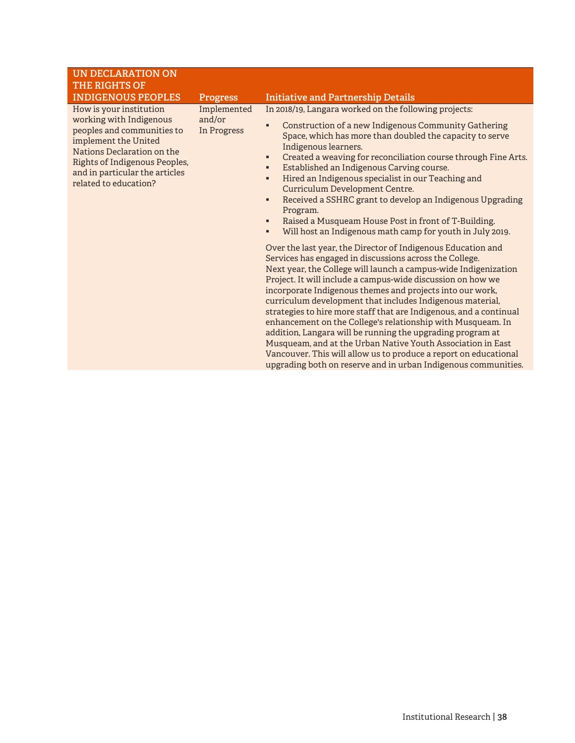| UN DECLARATION ON THE RIGHTS OF INDIGENOUS PEOPLES | Progress | Initiative and Partnership Details |
|---|---|---|
| How is your institution working with Indigenous peoples and communities to implement the United Nations Declaration on the Rights of Indigenous Peoples, and in particular the articles related to education? | Implemented and/or In Progress | In 2018/19, Langara worked on the following projects:<br>▪ Construction of a new Indigenous Community Gathering Space, which has more than doubled the capacity to serve Indigenous learners.<br>▪ Created a weaving for reconciliation course through Fine Arts.<br>▪ Established an Indigenous Carving course.<br>▪ Hired an Indigenous specialist in our Teaching and Curriculum Development Centre.<br>▪ Received a SSHRC grant to develop an Indigenous Upgrading Program.<br>▪ Raised a Musqueam House Post in front of T-Building.<br>▪ Will host an Indigenous math camp for youth in July 2019.<br><br>Over the last year, the Director of Indigenous Education and Services has engaged in discussions across the College. Next year, the College will launch a campus-wide Indigenization Project. It will include a campus-wide discussion on how we incorporate Indigenous themes and projects into our work, curriculum development that includes Indigenous material, strategies to hire more staff that are Indigenous, and a continual enhancement on the College's relationship with Musqueam. In addition, Langara will be running the upgrading program at Musqueam, and at the Urban Native Youth Association in East Vancouver. This will allow us to produce a report on educational upgrading both on reserve and in urban Indigenous communities. |